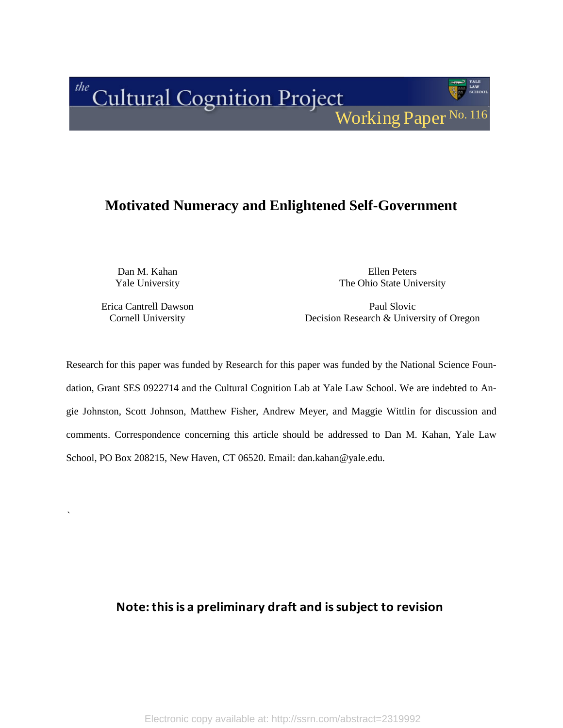the Cultural Cognition Project

Working Paper No. 116

# Motivated Numeracy and Enlightened Self-Government

Dan M. Kahan
Yale University

Ellen Peters
The Ohio State University

Erica Cantrell Dawson
Cornell University

Paul Slovic
Decision Research & University of Oregon

Research for this paper was funded by Research for this paper was funded by the National Science Foundation, Grant SES 0922714 and the Cultural Cognition Lab at Yale Law School. We are indebted to Angie Johnston, Scott Johnson, Matthew Fisher, Andrew Meyer, and Maggie Wittlin for discussion and comments. Correspondence concerning this article should be addressed to Dan M. Kahan, Yale Law School, PO Box 208215, New Haven, CT 06520. Email: dan.kahan@yale.edu.

`

**Note: this is a preliminary draft and is subject to revision**

Electronic copy available at: http://ssrn.com/abstract=2319992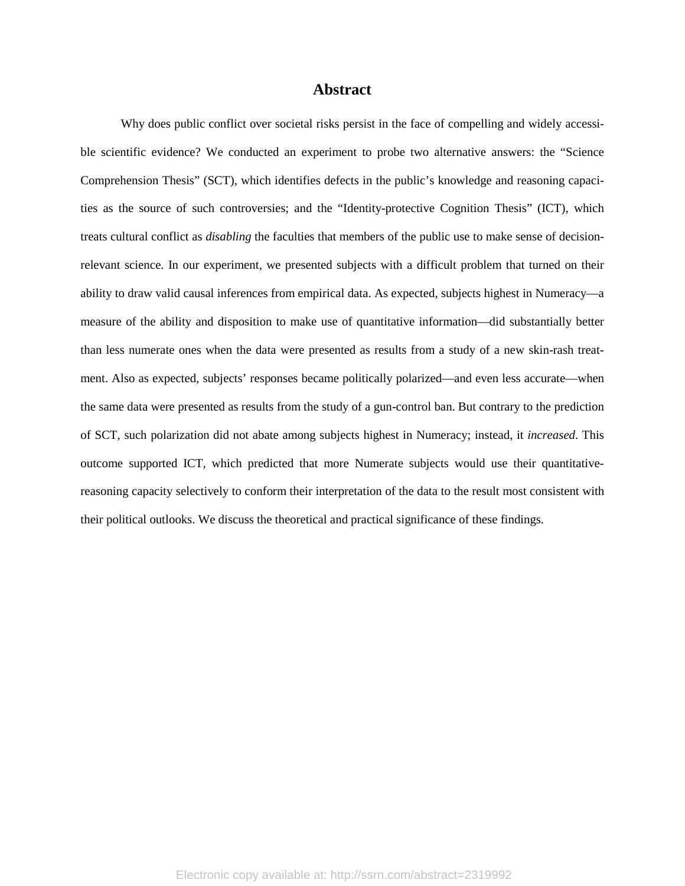# Abstract

Why does public conflict over societal risks persist in the face of compelling and widely accessible scientific evidence? We conducted an experiment to probe two alternative answers: the "Science Comprehension Thesis" (SCT), which identifies defects in the public's knowledge and reasoning capacities as the source of such controversies; and the "Identity-protective Cognition Thesis" (ICT), which treats cultural conflict as *disabling* the faculties that members of the public use to make sense of decision-relevant science. In our experiment, we presented subjects with a difficult problem that turned on their ability to draw valid causal inferences from empirical data. As expected, subjects highest in Numeracy—a measure of the ability and disposition to make use of quantitative information—did substantially better than less numerate ones when the data were presented as results from a study of a new skin-rash treatment. Also as expected, subjects' responses became politically polarized—and even less accurate—when the same data were presented as results from the study of a gun-control ban. But contrary to the prediction of SCT, such polarization did not abate among subjects highest in Numeracy; instead, it *increased*. This outcome supported ICT, which predicted that more Numerate subjects would use their quantitative-reasoning capacity selectively to conform their interpretation of the data to the result most consistent with their political outlooks. We discuss the theoretical and practical significance of these findings.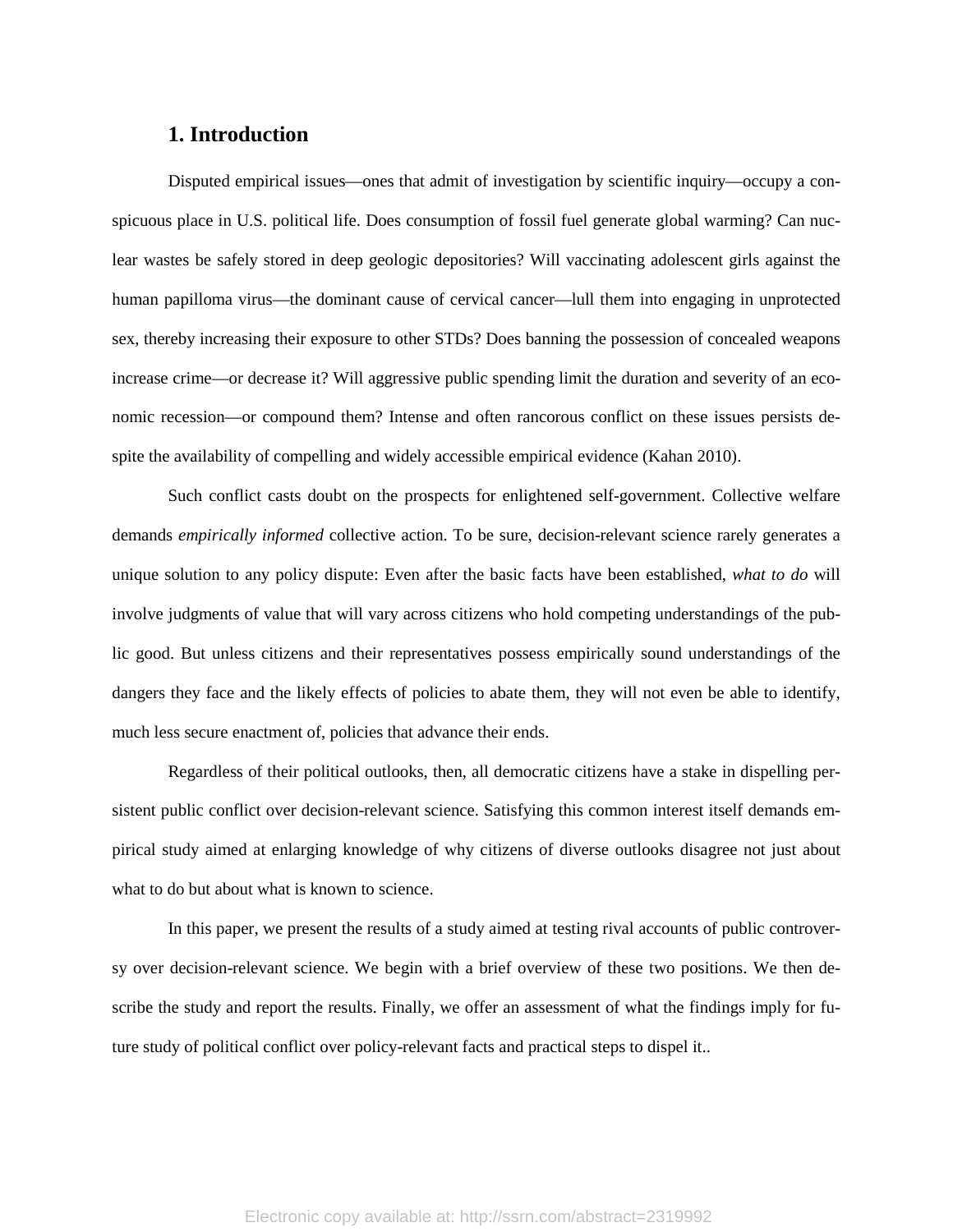## 1. Introduction

Disputed empirical issues—ones that admit of investigation by scientific inquiry—occupy a conspicuous place in U.S. political life. Does consumption of fossil fuel generate global warming? Can nuclear wastes be safely stored in deep geologic depositories? Will vaccinating adolescent girls against the human papilloma virus—the dominant cause of cervical cancer—lull them into engaging in unprotected sex, thereby increasing their exposure to other STDs? Does banning the possession of concealed weapons increase crime—or decrease it? Will aggressive public spending limit the duration and severity of an economic recession—or compound them? Intense and often rancorous conflict on these issues persists despite the availability of compelling and widely accessible empirical evidence (Kahan 2010).

Such conflict casts doubt on the prospects for enlightened self-government. Collective welfare demands *empirically informed* collective action. To be sure, decision-relevant science rarely generates a unique solution to any policy dispute: Even after the basic facts have been established, *what to do* will involve judgments of value that will vary across citizens who hold competing understandings of the public good. But unless citizens and their representatives possess empirically sound understandings of the dangers they face and the likely effects of policies to abate them, they will not even be able to identify, much less secure enactment of, policies that advance their ends.

Regardless of their political outlooks, then, all democratic citizens have a stake in dispelling persistent public conflict over decision-relevant science. Satisfying this common interest itself demands empirical study aimed at enlarging knowledge of why citizens of diverse outlooks disagree not just about what to do but about what is known to science.

In this paper, we present the results of a study aimed at testing rival accounts of public controversy over decision-relevant science. We begin with a brief overview of these two positions. We then describe the study and report the results. Finally, we offer an assessment of what the findings imply for future study of political conflict over policy-relevant facts and practical steps to dispel it..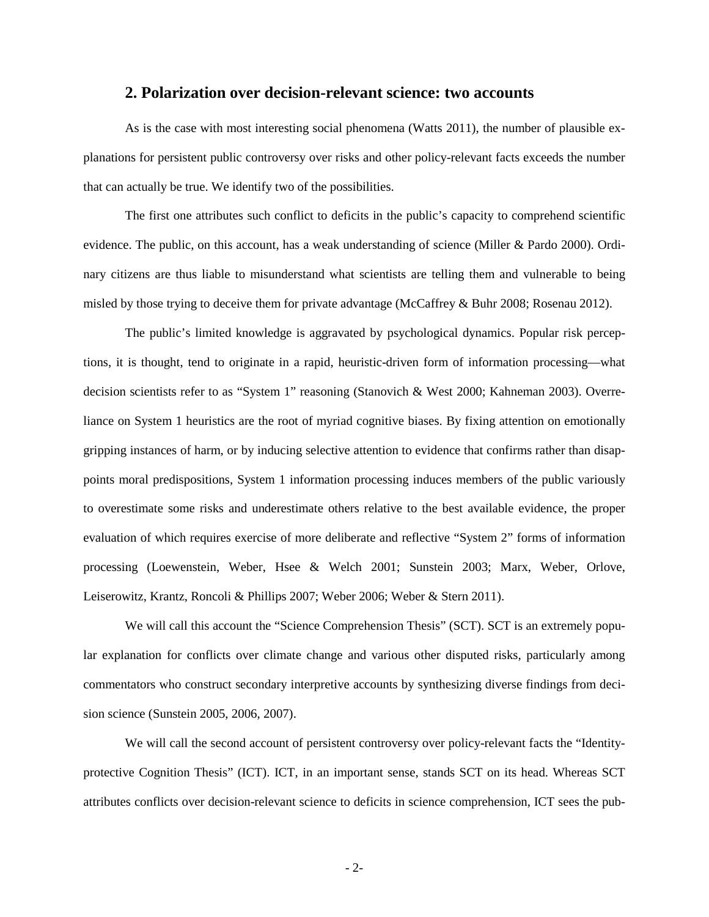## 2. Polarization over decision-relevant science: two accounts

As is the case with most interesting social phenomena (Watts 2011), the number of plausible explanations for persistent public controversy over risks and other policy-relevant facts exceeds the number that can actually be true. We identify two of the possibilities.

The first one attributes such conflict to deficits in the public's capacity to comprehend scientific evidence. The public, on this account, has a weak understanding of science (Miller & Pardo 2000). Ordinary citizens are thus liable to misunderstand what scientists are telling them and vulnerable to being misled by those trying to deceive them for private advantage (McCaffrey & Buhr 2008; Rosenau 2012).

The public's limited knowledge is aggravated by psychological dynamics. Popular risk perceptions, it is thought, tend to originate in a rapid, heuristic-driven form of information processing—what decision scientists refer to as "System 1" reasoning (Stanovich & West 2000; Kahneman 2003). Overreliance on System 1 heuristics are the root of myriad cognitive biases. By fixing attention on emotionally gripping instances of harm, or by inducing selective attention to evidence that confirms rather than disappoints moral predispositions, System 1 information processing induces members of the public variously to overestimate some risks and underestimate others relative to the best available evidence, the proper evaluation of which requires exercise of more deliberate and reflective "System 2" forms of information processing (Loewenstein, Weber, Hsee & Welch 2001; Sunstein 2003; Marx, Weber, Orlove, Leiserowitz, Krantz, Roncoli & Phillips 2007; Weber 2006; Weber & Stern 2011).

We will call this account the "Science Comprehension Thesis" (SCT). SCT is an extremely popular explanation for conflicts over climate change and various other disputed risks, particularly among commentators who construct secondary interpretive accounts by synthesizing diverse findings from decision science (Sunstein 2005, 2006, 2007).

We will call the second account of persistent controversy over policy-relevant facts the "Identity-protective Cognition Thesis" (ICT). ICT, in an important sense, stands SCT on its head. Whereas SCT attributes conflicts over decision-relevant science to deficits in science comprehension, ICT sees the pub-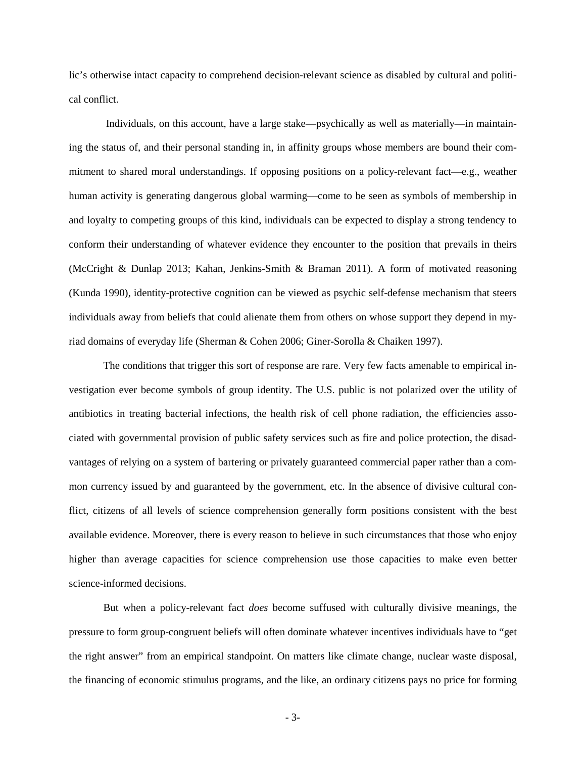lic's otherwise intact capacity to comprehend decision-relevant science as disabled by cultural and political conflict.

Individuals, on this account, have a large stake—psychically as well as materially—in maintaining the status of, and their personal standing in, in affinity groups whose members are bound their commitment to shared moral understandings. If opposing positions on a policy-relevant fact—e.g., weather human activity is generating dangerous global warming—come to be seen as symbols of membership in and loyalty to competing groups of this kind, individuals can be expected to display a strong tendency to conform their understanding of whatever evidence they encounter to the position that prevails in theirs (McCright & Dunlap 2013; Kahan, Jenkins-Smith & Braman 2011). A form of motivated reasoning (Kunda 1990), identity-protective cognition can be viewed as psychic self-defense mechanism that steers individuals away from beliefs that could alienate them from others on whose support they depend in myriad domains of everyday life (Sherman & Cohen 2006; Giner-Sorolla & Chaiken 1997).

The conditions that trigger this sort of response are rare. Very few facts amenable to empirical investigation ever become symbols of group identity. The U.S. public is not polarized over the utility of antibiotics in treating bacterial infections, the health risk of cell phone radiation, the efficiencies associated with governmental provision of public safety services such as fire and police protection, the disadvantages of relying on a system of bartering or privately guaranteed commercial paper rather than a common currency issued by and guaranteed by the government, etc. In the absence of divisive cultural conflict, citizens of all levels of science comprehension generally form positions consistent with the best available evidence. Moreover, there is every reason to believe in such circumstances that those who enjoy higher than average capacities for science comprehension use those capacities to make even better science-informed decisions.

But when a policy-relevant fact *does* become suffused with culturally divisive meanings, the pressure to form group-congruent beliefs will often dominate whatever incentives individuals have to "get the right answer" from an empirical standpoint. On matters like climate change, nuclear waste disposal, the financing of economic stimulus programs, and the like, an ordinary citizens pays no price for forming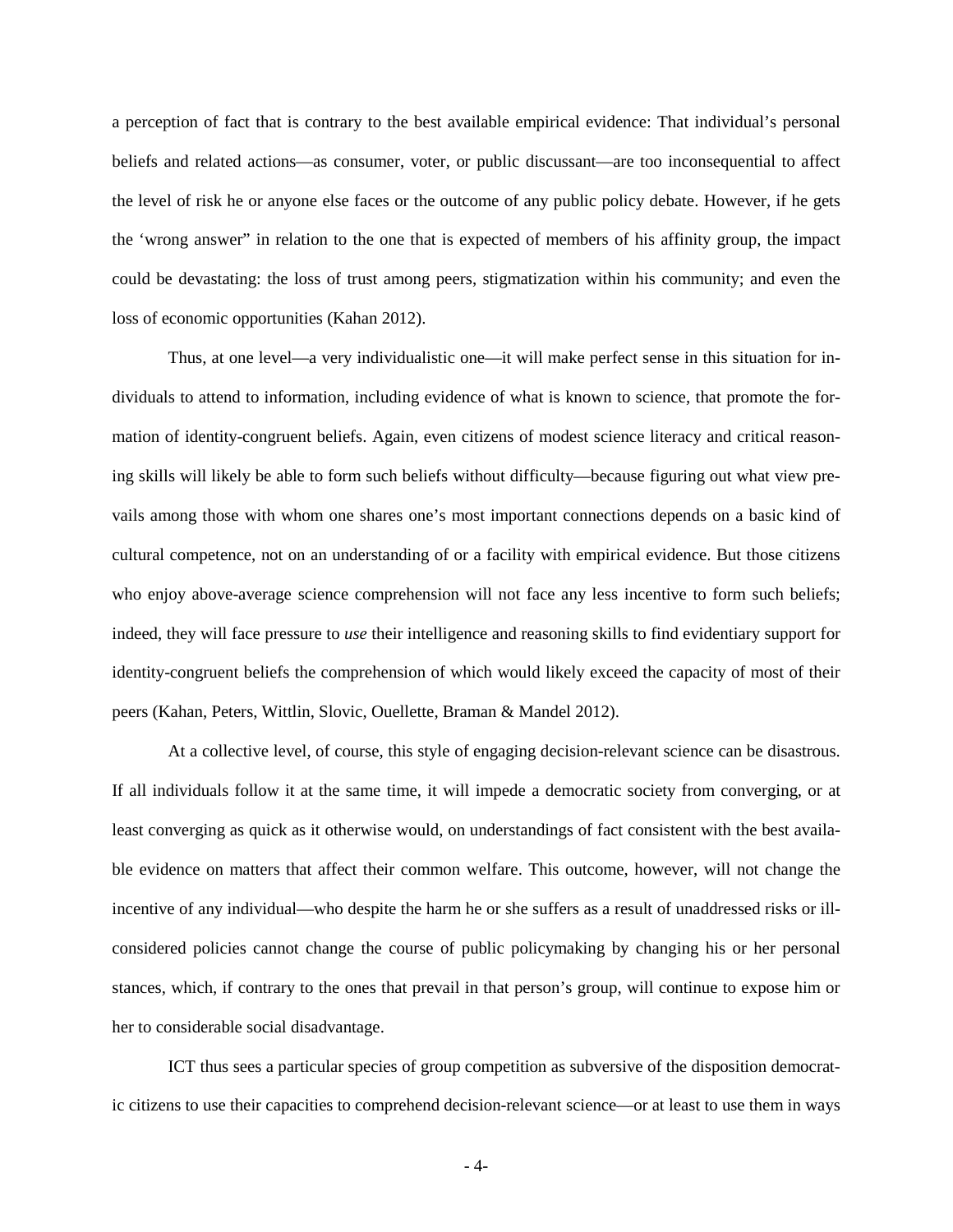a perception of fact that is contrary to the best available empirical evidence: That individual's personal beliefs and related actions—as consumer, voter, or public discussant—are too inconsequential to affect the level of risk he or anyone else faces or the outcome of any public policy debate. However, if he gets the 'wrong answer" in relation to the one that is expected of members of his affinity group, the impact could be devastating: the loss of trust among peers, stigmatization within his community; and even the loss of economic opportunities (Kahan 2012).

Thus, at one level—a very individualistic one—it will make perfect sense in this situation for individuals to attend to information, including evidence of what is known to science, that promote the formation of identity-congruent beliefs. Again, even citizens of modest science literacy and critical reasoning skills will likely be able to form such beliefs without difficulty—because figuring out what view prevails among those with whom one shares one's most important connections depends on a basic kind of cultural competence, not on an understanding of or a facility with empirical evidence. But those citizens who enjoy above-average science comprehension will not face any less incentive to form such beliefs; indeed, they will face pressure to *use* their intelligence and reasoning skills to find evidentiary support for identity-congruent beliefs the comprehension of which would likely exceed the capacity of most of their peers (Kahan, Peters, Wittlin, Slovic, Ouellette, Braman & Mandel 2012).

At a collective level, of course, this style of engaging decision-relevant science can be disastrous. If all individuals follow it at the same time, it will impede a democratic society from converging, or at least converging as quick as it otherwise would, on understandings of fact consistent with the best available evidence on matters that affect their common welfare. This outcome, however, will not change the incentive of any individual—who despite the harm he or she suffers as a result of unaddressed risks or ill-considered policies cannot change the course of public policymaking by changing his or her personal stances, which, if contrary to the ones that prevail in that person's group, will continue to expose him or her to considerable social disadvantage.

ICT thus sees a particular species of group competition as subversive of the disposition democratic citizens to use their capacities to comprehend decision-relevant science—or at least to use them in ways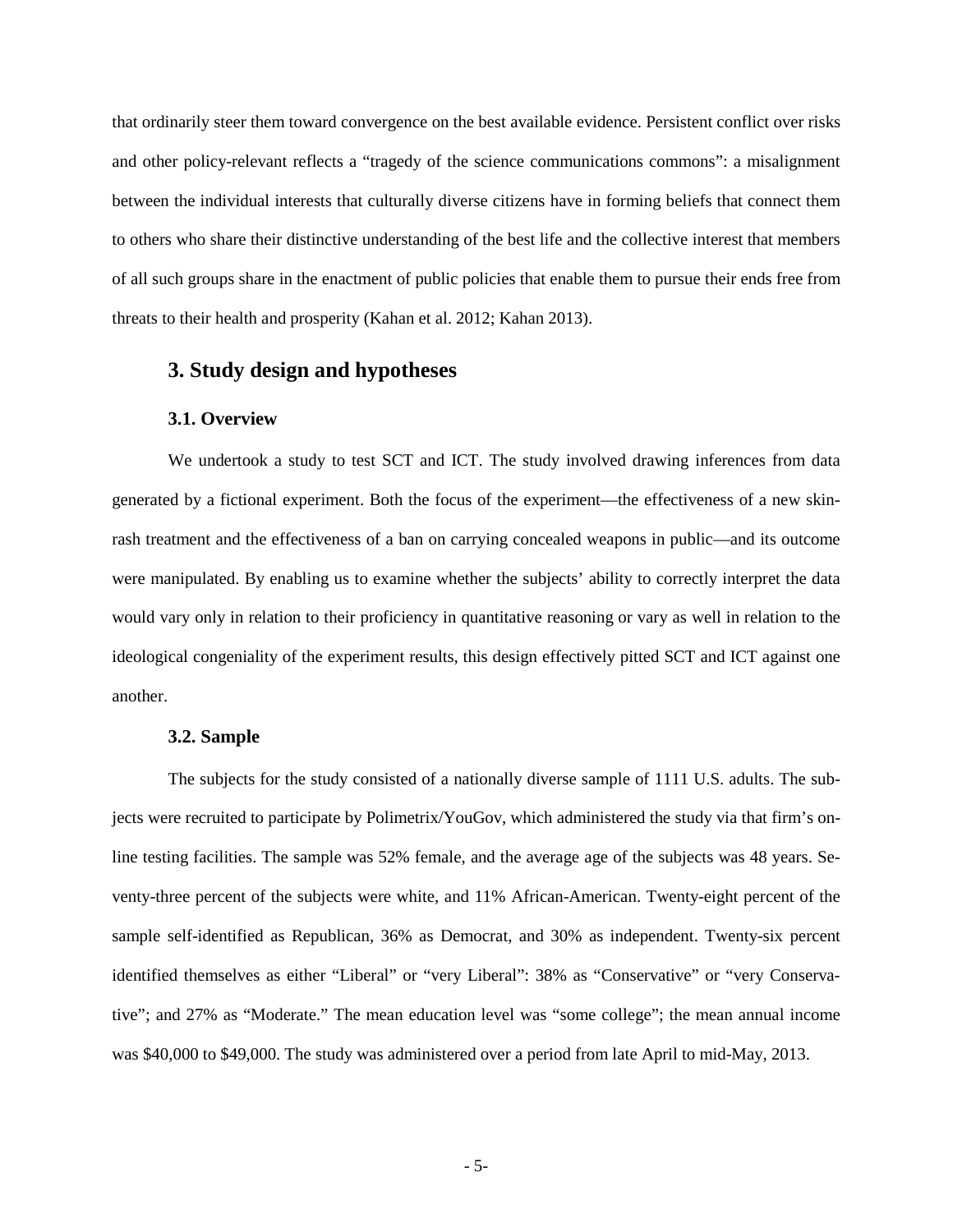that ordinarily steer them toward convergence on the best available evidence. Persistent conflict over risks and other policy-relevant reflects a "tragedy of the science communications commons": a misalignment between the individual interests that culturally diverse citizens have in forming beliefs that connect them to others who share their distinctive understanding of the best life and the collective interest that members of all such groups share in the enactment of public policies that enable them to pursue their ends free from threats to their health and prosperity (Kahan et al. 2012; Kahan 2013).

## 3. Study design and hypotheses

### 3.1. Overview

We undertook a study to test SCT and ICT. The study involved drawing inferences from data generated by a fictional experiment. Both the focus of the experiment—the effectiveness of a new skin-rash treatment and the effectiveness of a ban on carrying concealed weapons in public—and its outcome were manipulated. By enabling us to examine whether the subjects' ability to correctly interpret the data would vary only in relation to their proficiency in quantitative reasoning or vary as well in relation to the ideological congeniality of the experiment results, this design effectively pitted SCT and ICT against one another.

### 3.2. Sample

The subjects for the study consisted of a nationally diverse sample of 1111 U.S. adults. The subjects were recruited to participate by Polimetrix/YouGov, which administered the study via that firm's on-line testing facilities. The sample was 52% female, and the average age of the subjects was 48 years. Seventy-three percent of the subjects were white, and 11% African-American. Twenty-eight percent of the sample self-identified as Republican, 36% as Democrat, and 30% as independent. Twenty-six percent identified themselves as either "Liberal" or "very Liberal": 38% as "Conservative" or "very Conservative"; and 27% as "Moderate." The mean education level was "some college"; the mean annual income was \$40,000 to \$49,000. The study was administered over a period from late April to mid-May, 2013.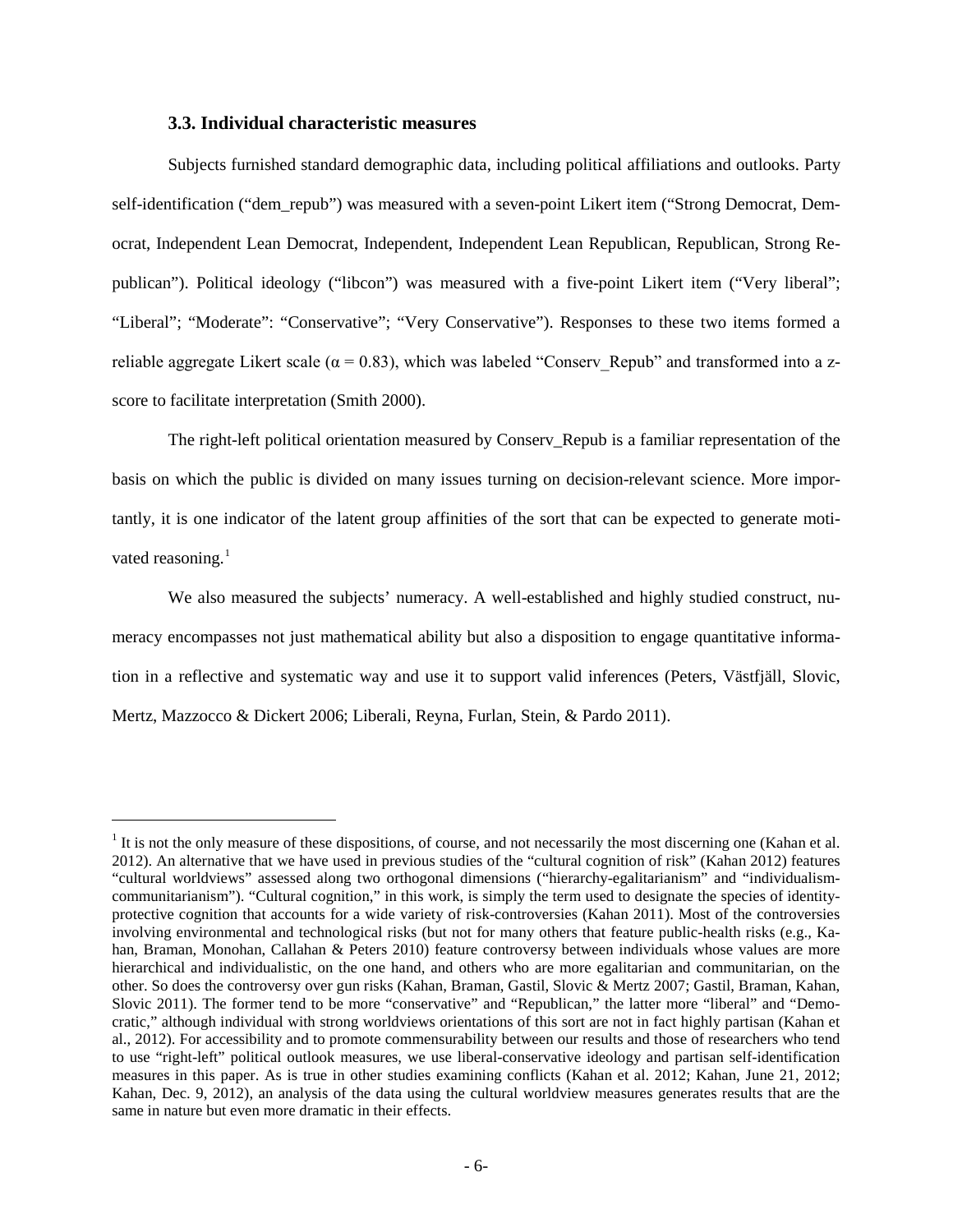### 3.3. Individual characteristic measures

Subjects furnished standard demographic data, including political affiliations and outlooks. Party self-identification ("dem_repub") was measured with a seven-point Likert item ("Strong Democrat, Democrat, Independent Lean Democrat, Independent, Independent Lean Republican, Republican, Strong Republican"). Political ideology ("libcon") was measured with a five-point Likert item ("Very liberal"; "Liberal"; "Moderate": "Conservative"; "Very Conservative"). Responses to these two items formed a reliable aggregate Likert scale ($\alpha = 0.83$), which was labeled "Conserv_Repub" and transformed into a z-score to facilitate interpretation (Smith 2000).

The right-left political orientation measured by Conserv_Repub is a familiar representation of the basis on which the public is divided on many issues turning on decision-relevant science. More importantly, it is one indicator of the latent group affinities of the sort that can be expected to generate motivated reasoning.[1]

We also measured the subjects' numeracy. A well-established and highly studied construct, numeracy encompasses not just mathematical ability but also a disposition to engage quantitative information in a reflective and systematic way and use it to support valid inferences (Peters, Västfjäll, Slovic, Mertz, Mazzocco & Dickert 2006; Liberali, Reyna, Furlan, Stein, & Pardo 2011).

---

[1] It is not the only measure of these dispositions, of course, and not necessarily the most discerning one (Kahan et al. 2012). An alternative that we have used in previous studies of the "cultural cognition of risk" (Kahan 2012) features "cultural worldviews" assessed along two orthogonal dimensions ("hierarchy-egalitarianism" and "individualism-communitarianism"). "Cultural cognition," in this work, is simply the term used to designate the species of identity-protective cognition that accounts for a wide variety of risk-controversies (Kahan 2011). Most of the controversies involving environmental and technological risks (but not for many others that feature public-health risks (e.g., Kahan, Braman, Monohan, Callahan & Peters 2010) feature controversy between individuals whose values are more hierarchical and individualistic, on the one hand, and others who are more egalitarian and communitarian, on the other. So does the controversy over gun risks (Kahan, Braman, Gastil, Slovic & Mertz 2007; Gastil, Braman, Kahan, Slovic 2011). The former tend to be more "conservative" and "Republican," the latter more "liberal" and "Democratic," although individual with strong worldviews orientations of this sort are not in fact highly partisan (Kahan et al., 2012). For accessibility and to promote commensurability between our results and those of researchers who tend to use "right-left" political outlook measures, we use liberal-conservative ideology and partisan self-identification measures in this paper. As is true in other studies examining conflicts (Kahan et al. 2012; Kahan, June 21, 2012; Kahan, Dec. 9, 2012), an analysis of the data using the cultural worldview measures generates results that are the same in nature but even more dramatic in their effects.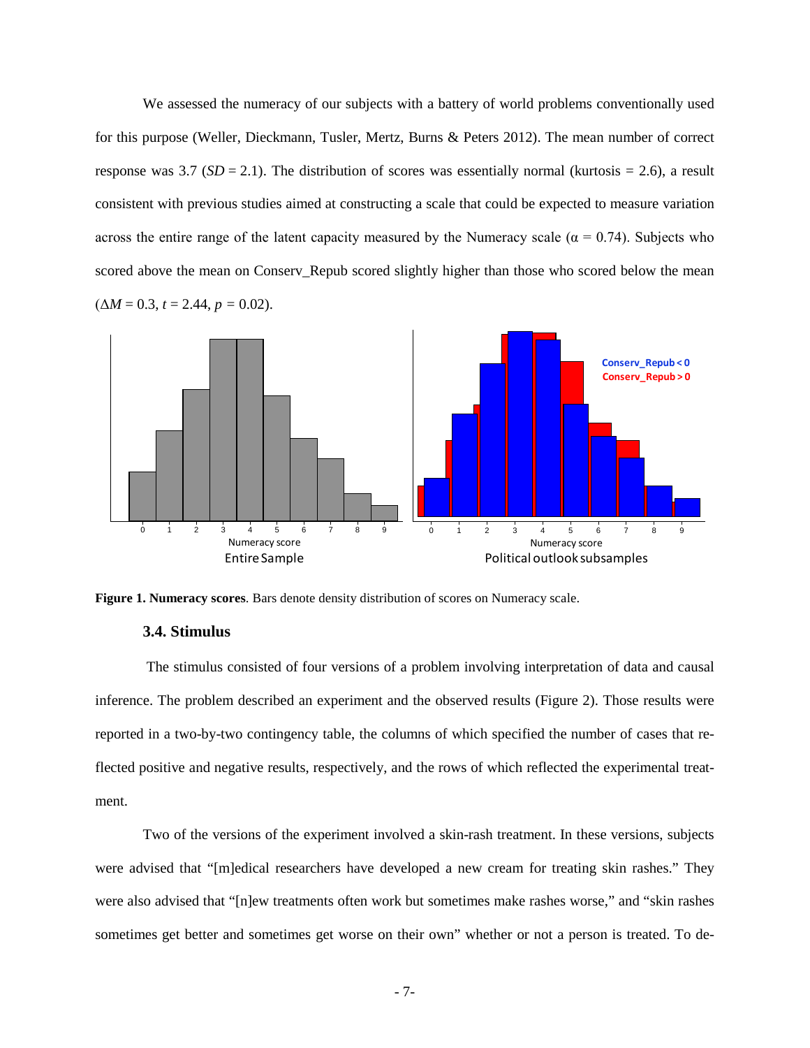We assessed the numeracy of our subjects with a battery of world problems conventionally used for this purpose (Weller, Dieckmann, Tusler, Mertz, Burns & Peters 2012). The mean number of correct response was 3.7 ($SD$ = 2.1). The distribution of scores was essentially normal (kurtosis = 2.6), a result consistent with previous studies aimed at constructing a scale that could be expected to measure variation across the entire range of the latent capacity measured by the Numeracy scale ($\alpha$ = 0.74). Subjects who scored above the mean on Conserv_Repub scored slightly higher than those who scored below the mean ($\Delta M$ = 0.3, $t$ = 2.44, $p$ = 0.02).

**Figure 1. Numeracy scores**. Bars denote density distribution of scores on Numeracy scale.

### 3.4. Stimulus

The stimulus consisted of four versions of a problem involving interpretation of data and causal inference. The problem described an experiment and the observed results (Figure 2). Those results were reported in a two-by-two contingency table, the columns of which specified the number of cases that reflected positive and negative results, respectively, and the rows of which reflected the experimental treatment.

Two of the versions of the experiment involved a skin-rash treatment. In these versions, subjects were advised that "[m]edical researchers have developed a new cream for treating skin rashes." They were also advised that "[n]ew treatments often work but sometimes make rashes worse," and "skin rashes sometimes get better and sometimes get worse on their own" whether or not a person is treated. To de-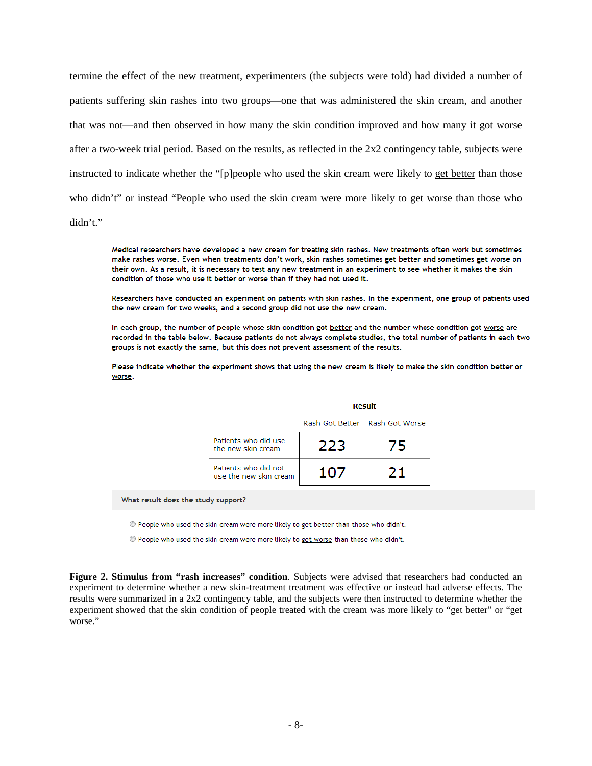termine the effect of the new treatment, experimenters (the subjects were told) had divided a number of patients suffering skin rashes into two groups—one that was administered the skin cream, and another that was not—and then observed in how many the skin condition improved and how many it got worse after a two-week trial period. Based on the results, as reflected in the 2x2 contingency table, subjects were instructed to indicate whether the "[p]people who used the skin cream were likely to get better than those who didn't" or instead "People who used the skin cream were more likely to get worse than those who didn't."

> Medical researchers have developed a new cream for treating skin rashes. New treatments often work but sometimes make rashes worse. Even when treatments don't work, skin rashes sometimes get better and sometimes get worse on their own. As a result, it is necessary to test any new treatment in an experiment to see whether it makes the skin condition of those who use it better or worse than if they had not used it.
>
> Researchers have conducted an experiment on patients with skin rashes. In the experiment, one group of patients used the new cream for two weeks, and a second group did not use the new cream.
>
> In each group, the number of people whose skin condition got better and the number whose condition got worse are recorded in the table below. Because patients do not always complete studies, the total number of patients in each two groups is not exactly the same, but this does not prevent assessment of the results.
>
> Please indicate whether the experiment shows that using the new cream is likely to make the skin condition better or worse.

| | Result | |
|---|---|---|
| | Rash Got Better | Rash Got Worse |
| Patients who did use the new skin cream | 223 | 75 |
| Patients who did not use the new skin cream | 107 | 21 |

**What result does the study support?**

- ◯ People who used the skin cream were more likely to get better than those who didn't.
- ◯ People who used the skin cream were more likely to get worse than those who didn't.

**Figure 2. Stimulus from "rash increases" condition**. Subjects were advised that researchers had conducted an experiment to determine whether a new skin-treatment treatment was effective or instead had adverse effects. The results were summarized in a 2x2 contingency table, and the subjects were then instructed to determine whether the experiment showed that the skin condition of people treated with the cream was more likely to "get better" or "get worse."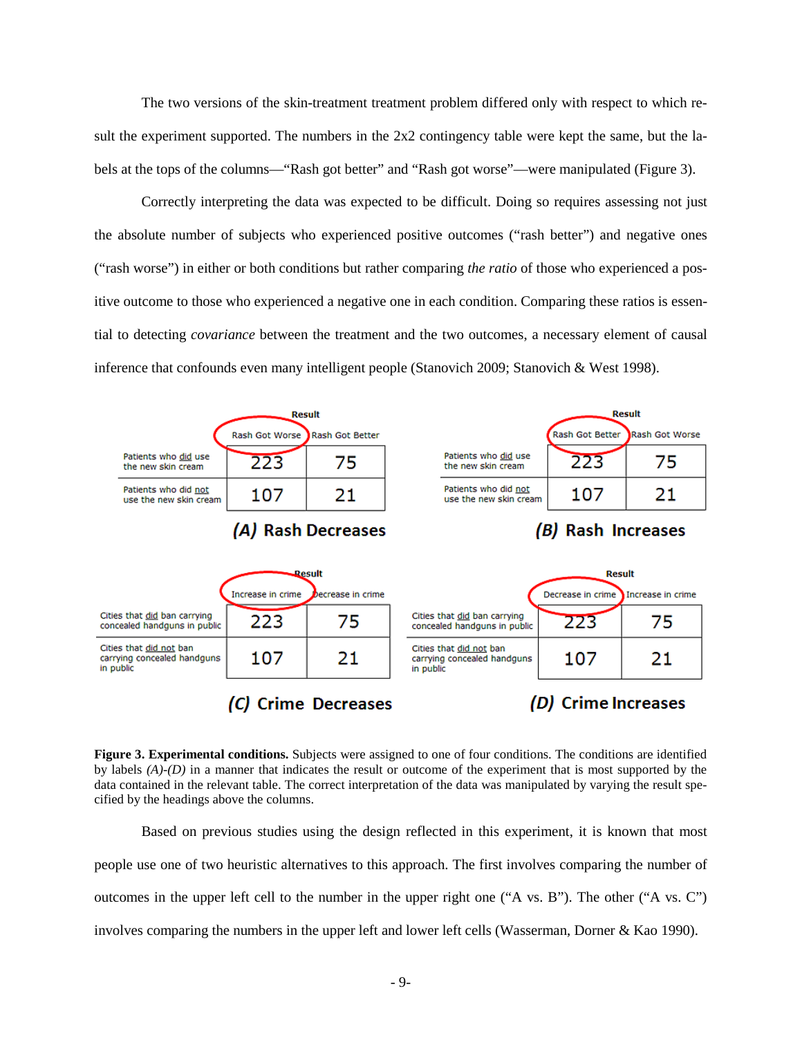The two versions of the skin-treatment treatment problem differed only with respect to which result the experiment supported. The numbers in the 2x2 contingency table were kept the same, but the labels at the tops of the columns—"Rash got better" and "Rash got worse"—were manipulated (Figure 3).

Correctly interpreting the data was expected to be difficult. Doing so requires assessing not just the absolute number of subjects who experienced positive outcomes ("rash better") and negative ones ("rash worse") in either or both conditions but rather comparing *the ratio* of those who experienced a positive outcome to those who experienced a negative one in each condition. Comparing these ratios is essential to detecting *covariance* between the treatment and the two outcomes, a necessary element of causal inference that confounds even many intelligent people (Stanovich 2009; Stanovich & West 1998).

| | Result | |
|---|---|---|
| | Rash Got Worse | Rash Got Better |
| Patients who did use the new skin cream | 223 | 75 |
| Patients who did not use the new skin cream | 107 | 21 |

***(A)* Rash Decreases**

| | Result | |
|---|---|---|
| | Rash Got Better | Rash Got Worse |
| Patients who did use the new skin cream | 223 | 75 |
| Patients who did not use the new skin cream | 107 | 21 |

***(B)* Rash Increases**

| | Result | |
|---|---|---|
| | Increase in crime | Decrease in crime |
| Cities that did ban carrying concealed handguns in public | 223 | 75 |
| Cities that did not ban carrying concealed handguns in public | 107 | 21 |

***(C)* Crime Decreases**

| | Result | |
|---|---|---|
| | Decrease in crime | Increase in crime |
| Cities that did ban carrying concealed handguns in public | 223 | 75 |
| Cities that did not ban carrying concealed handguns in public | 107 | 21 |

***(D)* Crime Increases**

**Figure 3. Experimental conditions.** Subjects were assigned to one of four conditions. The conditions are identified by labels *(A)-(D)* in a manner that indicates the result or outcome of the experiment that is most supported by the data contained in the relevant table. The correct interpretation of the data was manipulated by varying the result specified by the headings above the columns.

Based on previous studies using the design reflected in this experiment, it is known that most people use one of two heuristic alternatives to this approach. The first involves comparing the number of outcomes in the upper left cell to the number in the upper right one ("A vs. B"). The other ("A vs. C") involves comparing the numbers in the upper left and lower left cells (Wasserman, Dorner & Kao 1990).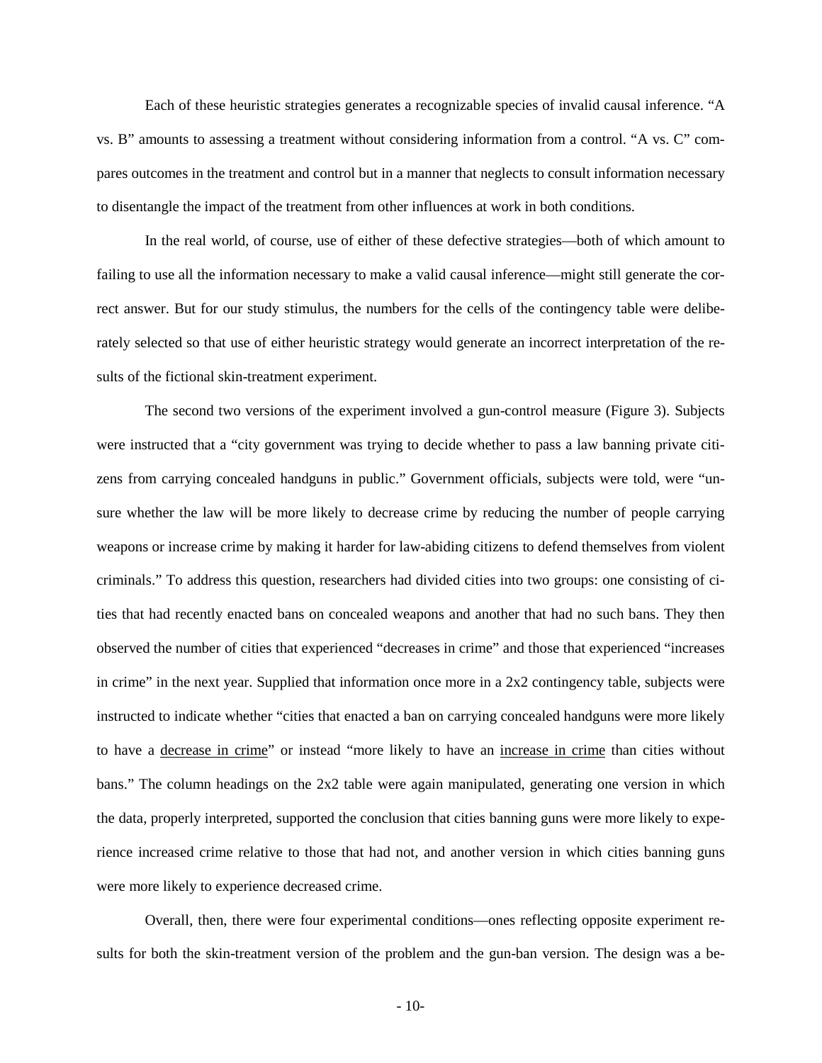Each of these heuristic strategies generates a recognizable species of invalid causal inference. "A vs. B" amounts to assessing a treatment without considering information from a control. "A vs. C" compares outcomes in the treatment and control but in a manner that neglects to consult information necessary to disentangle the impact of the treatment from other influences at work in both conditions.

In the real world, of course, use of either of these defective strategies—both of which amount to failing to use all the information necessary to make a valid causal inference—might still generate the correct answer. But for our study stimulus, the numbers for the cells of the contingency table were deliberately selected so that use of either heuristic strategy would generate an incorrect interpretation of the results of the fictional skin-treatment experiment.

The second two versions of the experiment involved a gun-control measure (Figure 3). Subjects were instructed that a "city government was trying to decide whether to pass a law banning private citizens from carrying concealed handguns in public." Government officials, subjects were told, were "unsure whether the law will be more likely to decrease crime by reducing the number of people carrying weapons or increase crime by making it harder for law-abiding citizens to defend themselves from violent criminals." To address this question, researchers had divided cities into two groups: one consisting of cities that had recently enacted bans on concealed weapons and another that had no such bans. They then observed the number of cities that experienced "decreases in crime" and those that experienced "increases in crime" in the next year. Supplied that information once more in a 2x2 contingency table, subjects were instructed to indicate whether "cities that enacted a ban on carrying concealed handguns were more likely to have a <u>decrease in crime</u>" or instead "more likely to have an <u>increase in crime</u> than cities without bans." The column headings on the 2x2 table were again manipulated, generating one version in which the data, properly interpreted, supported the conclusion that cities banning guns were more likely to experience increased crime relative to those that had not, and another version in which cities banning guns were more likely to experience decreased crime.

Overall, then, there were four experimental conditions—ones reflecting opposite experiment results for both the skin-treatment version of the problem and the gun-ban version. The design was a be-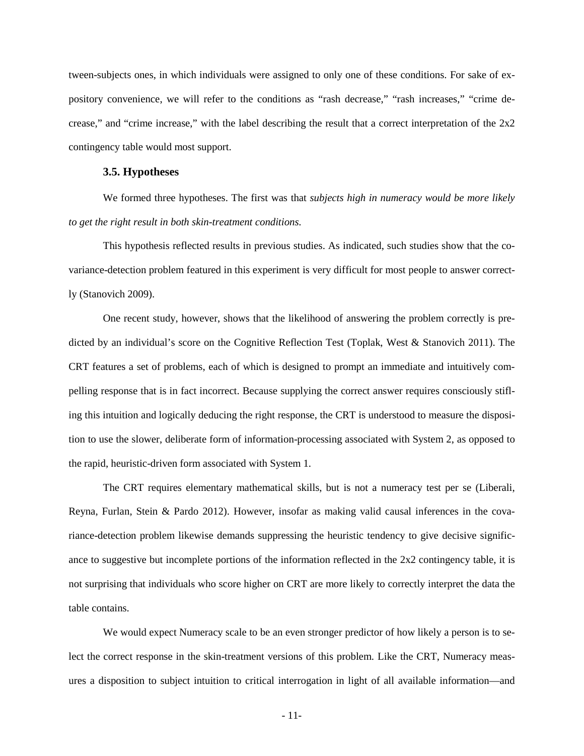tween-subjects ones, in which individuals were assigned to only one of these conditions. For sake of expository convenience, we will refer to the conditions as "rash decrease," "rash increases," "crime decrease," and "crime increase," with the label describing the result that a correct interpretation of the 2x2 contingency table would most support.

### 3.5. Hypotheses

We formed three hypotheses. The first was that *subjects high in numeracy would be more likely to get the right result in both skin-treatment conditions.*

This hypothesis reflected results in previous studies. As indicated, such studies show that the covariance-detection problem featured in this experiment is very difficult for most people to answer correctly (Stanovich 2009).

One recent study, however, shows that the likelihood of answering the problem correctly is predicted by an individual's score on the Cognitive Reflection Test (Toplak, West & Stanovich 2011). The CRT features a set of problems, each of which is designed to prompt an immediate and intuitively compelling response that is in fact incorrect. Because supplying the correct answer requires consciously stifling this intuition and logically deducing the right response, the CRT is understood to measure the disposition to use the slower, deliberate form of information-processing associated with System 2, as opposed to the rapid, heuristic-driven form associated with System 1.

The CRT requires elementary mathematical skills, but is not a numeracy test per se (Liberali, Reyna, Furlan, Stein & Pardo 2012). However, insofar as making valid causal inferences in the covariance-detection problem likewise demands suppressing the heuristic tendency to give decisive significance to suggestive but incomplete portions of the information reflected in the 2x2 contingency table, it is not surprising that individuals who score higher on CRT are more likely to correctly interpret the data the table contains.

We would expect Numeracy scale to be an even stronger predictor of how likely a person is to select the correct response in the skin-treatment versions of this problem. Like the CRT, Numeracy measures a disposition to subject intuition to critical interrogation in light of all available information—and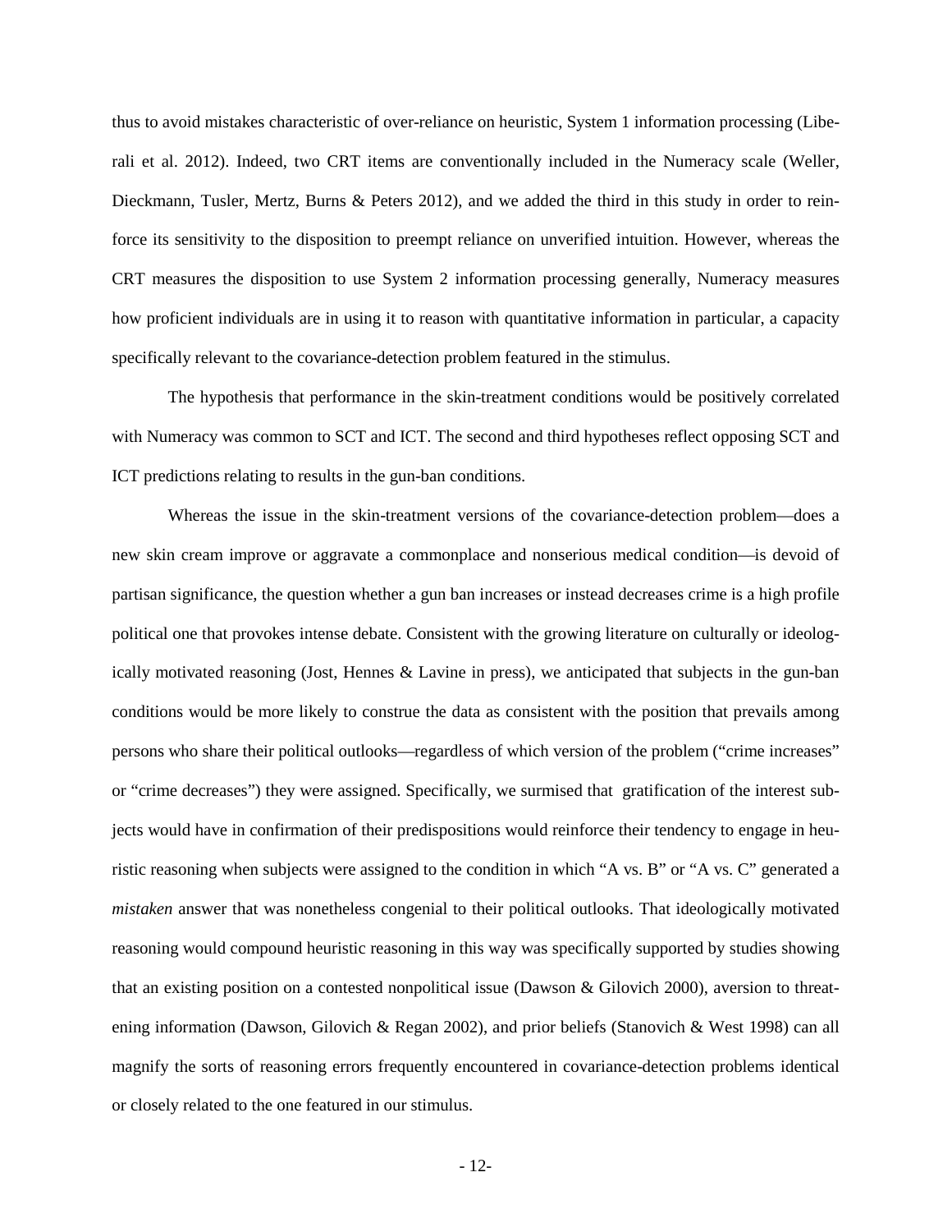thus to avoid mistakes characteristic of over-reliance on heuristic, System 1 information processing (Liberali et al. 2012). Indeed, two CRT items are conventionally included in the Numeracy scale (Weller, Dieckmann, Tusler, Mertz, Burns & Peters 2012), and we added the third in this study in order to reinforce its sensitivity to the disposition to preempt reliance on unverified intuition. However, whereas the CRT measures the disposition to use System 2 information processing generally, Numeracy measures how proficient individuals are in using it to reason with quantitative information in particular, a capacity specifically relevant to the covariance-detection problem featured in the stimulus.

The hypothesis that performance in the skin-treatment conditions would be positively correlated with Numeracy was common to SCT and ICT. The second and third hypotheses reflect opposing SCT and ICT predictions relating to results in the gun-ban conditions.

Whereas the issue in the skin-treatment versions of the covariance-detection problem—does a new skin cream improve or aggravate a commonplace and nonserious medical condition—is devoid of partisan significance, the question whether a gun ban increases or instead decreases crime is a high profile political one that provokes intense debate. Consistent with the growing literature on culturally or ideologically motivated reasoning (Jost, Hennes & Lavine in press), we anticipated that subjects in the gun-ban conditions would be more likely to construe the data as consistent with the position that prevails among persons who share their political outlooks—regardless of which version of the problem ("crime increases" or "crime decreases") they were assigned. Specifically, we surmised that gratification of the interest subjects would have in confirmation of their predispositions would reinforce their tendency to engage in heuristic reasoning when subjects were assigned to the condition in which "A vs. B" or "A vs. C" generated a *mistaken* answer that was nonetheless congenial to their political outlooks. That ideologically motivated reasoning would compound heuristic reasoning in this way was specifically supported by studies showing that an existing position on a contested nonpolitical issue (Dawson & Gilovich 2000), aversion to threatening information (Dawson, Gilovich & Regan 2002), and prior beliefs (Stanovich & West 1998) can all magnify the sorts of reasoning errors frequently encountered in covariance-detection problems identical or closely related to the one featured in our stimulus.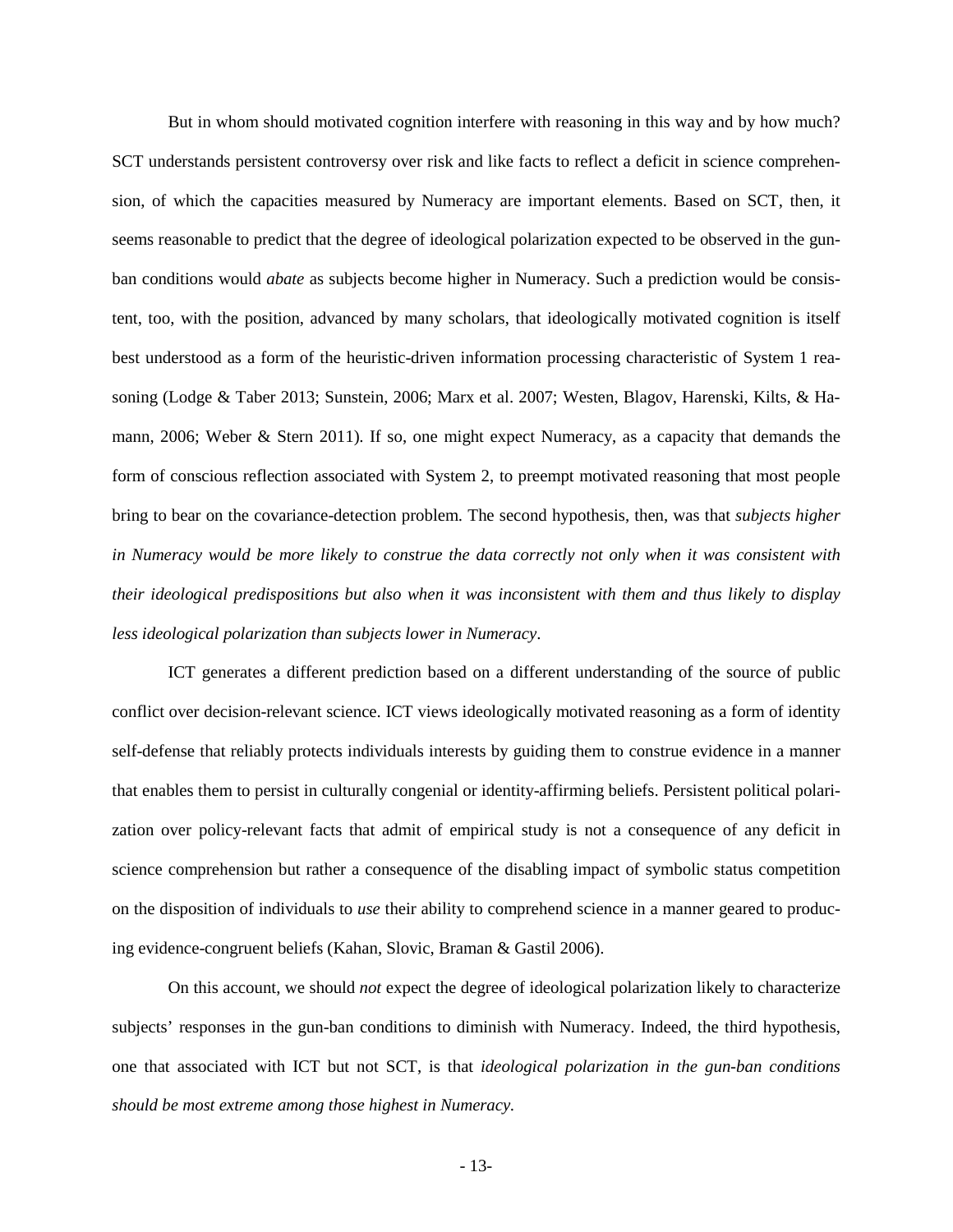But in whom should motivated cognition interfere with reasoning in this way and by how much? SCT understands persistent controversy over risk and like facts to reflect a deficit in science comprehension, of which the capacities measured by Numeracy are important elements. Based on SCT, then, it seems reasonable to predict that the degree of ideological polarization expected to be observed in the gun-ban conditions would *abate* as subjects become higher in Numeracy. Such a prediction would be consistent, too, with the position, advanced by many scholars, that ideologically motivated cognition is itself best understood as a form of the heuristic-driven information processing characteristic of System 1 reasoning (Lodge & Taber 2013; Sunstein, 2006; Marx et al. 2007; Westen, Blagov, Harenski, Kilts, & Hamann, 2006; Weber & Stern 2011). If so, one might expect Numeracy, as a capacity that demands the form of conscious reflection associated with System 2, to preempt motivated reasoning that most people bring to bear on the covariance-detection problem. The second hypothesis, then, was that *subjects higher in Numeracy would be more likely to construe the data correctly not only when it was consistent with their ideological predispositions but also when it was inconsistent with them and thus likely to display less ideological polarization than subjects lower in Numeracy*.

ICT generates a different prediction based on a different understanding of the source of public conflict over decision-relevant science. ICT views ideologically motivated reasoning as a form of identity self-defense that reliably protects individuals interests by guiding them to construe evidence in a manner that enables them to persist in culturally congenial or identity-affirming beliefs. Persistent political polarization over policy-relevant facts that admit of empirical study is not a consequence of any deficit in science comprehension but rather a consequence of the disabling impact of symbolic status competition on the disposition of individuals to *use* their ability to comprehend science in a manner geared to producing evidence-congruent beliefs (Kahan, Slovic, Braman & Gastil 2006).

On this account, we should *not* expect the degree of ideological polarization likely to characterize subjects' responses in the gun-ban conditions to diminish with Numeracy. Indeed, the third hypothesis, one that associated with ICT but not SCT, is that *ideological polarization in the gun-ban conditions should be most extreme among those highest in Numeracy.*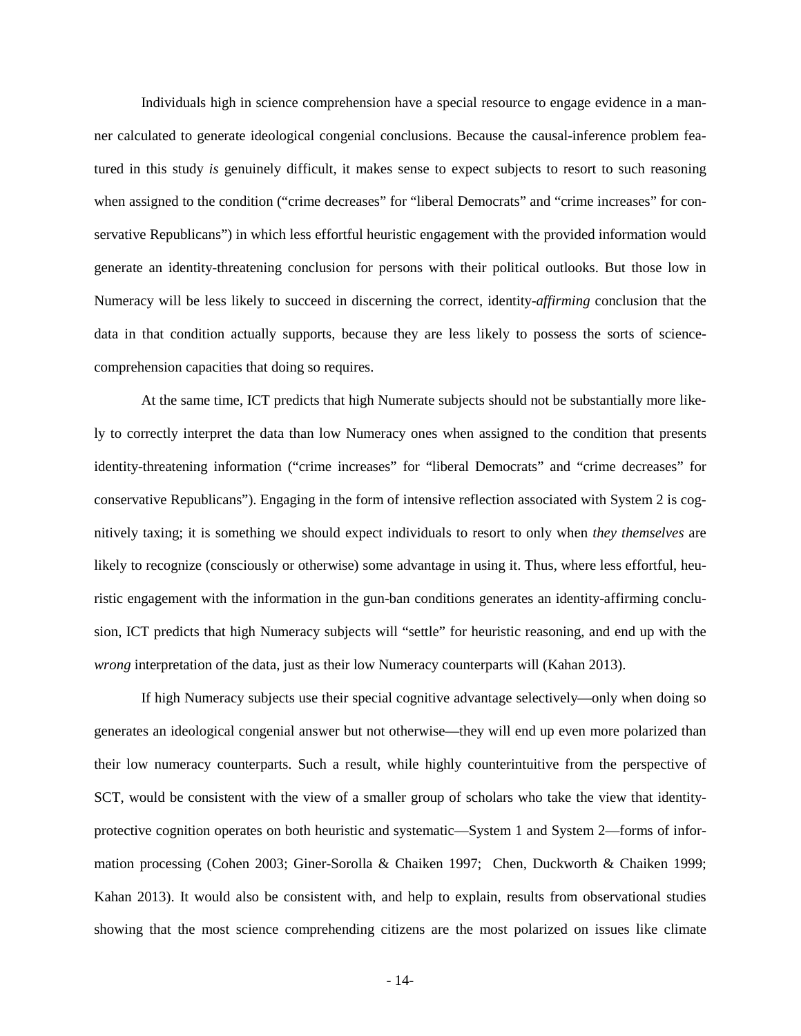Individuals high in science comprehension have a special resource to engage evidence in a manner calculated to generate ideological congenial conclusions. Because the causal-inference problem featured in this study *is* genuinely difficult, it makes sense to expect subjects to resort to such reasoning when assigned to the condition ("crime decreases" for "liberal Democrats" and "crime increases" for conservative Republicans") in which less effortful heuristic engagement with the provided information would generate an identity-threatening conclusion for persons with their political outlooks. But those low in Numeracy will be less likely to succeed in discerning the correct, identity-*affirming* conclusion that the data in that condition actually supports, because they are less likely to possess the sorts of science-comprehension capacities that doing so requires.

At the same time, ICT predicts that high Numerate subjects should not be substantially more likely to correctly interpret the data than low Numeracy ones when assigned to the condition that presents identity-threatening information ("crime increases" for "liberal Democrats" and "crime decreases" for conservative Republicans"). Engaging in the form of intensive reflection associated with System 2 is cognitively taxing; it is something we should expect individuals to resort to only when *they themselves* are likely to recognize (consciously or otherwise) some advantage in using it. Thus, where less effortful, heuristic engagement with the information in the gun-ban conditions generates an identity-affirming conclusion, ICT predicts that high Numeracy subjects will "settle" for heuristic reasoning, and end up with the *wrong* interpretation of the data, just as their low Numeracy counterparts will (Kahan 2013).

If high Numeracy subjects use their special cognitive advantage selectively—only when doing so generates an ideological congenial answer but not otherwise—they will end up even more polarized than their low numeracy counterparts. Such a result, while highly counterintuitive from the perspective of SCT, would be consistent with the view of a smaller group of scholars who take the view that identity-protective cognition operates on both heuristic and systematic—System 1 and System 2—forms of information processing (Cohen 2003; Giner-Sorolla & Chaiken 1997; Chen, Duckworth & Chaiken 1999; Kahan 2013). It would also be consistent with, and help to explain, results from observational studies showing that the most science comprehending citizens are the most polarized on issues like climate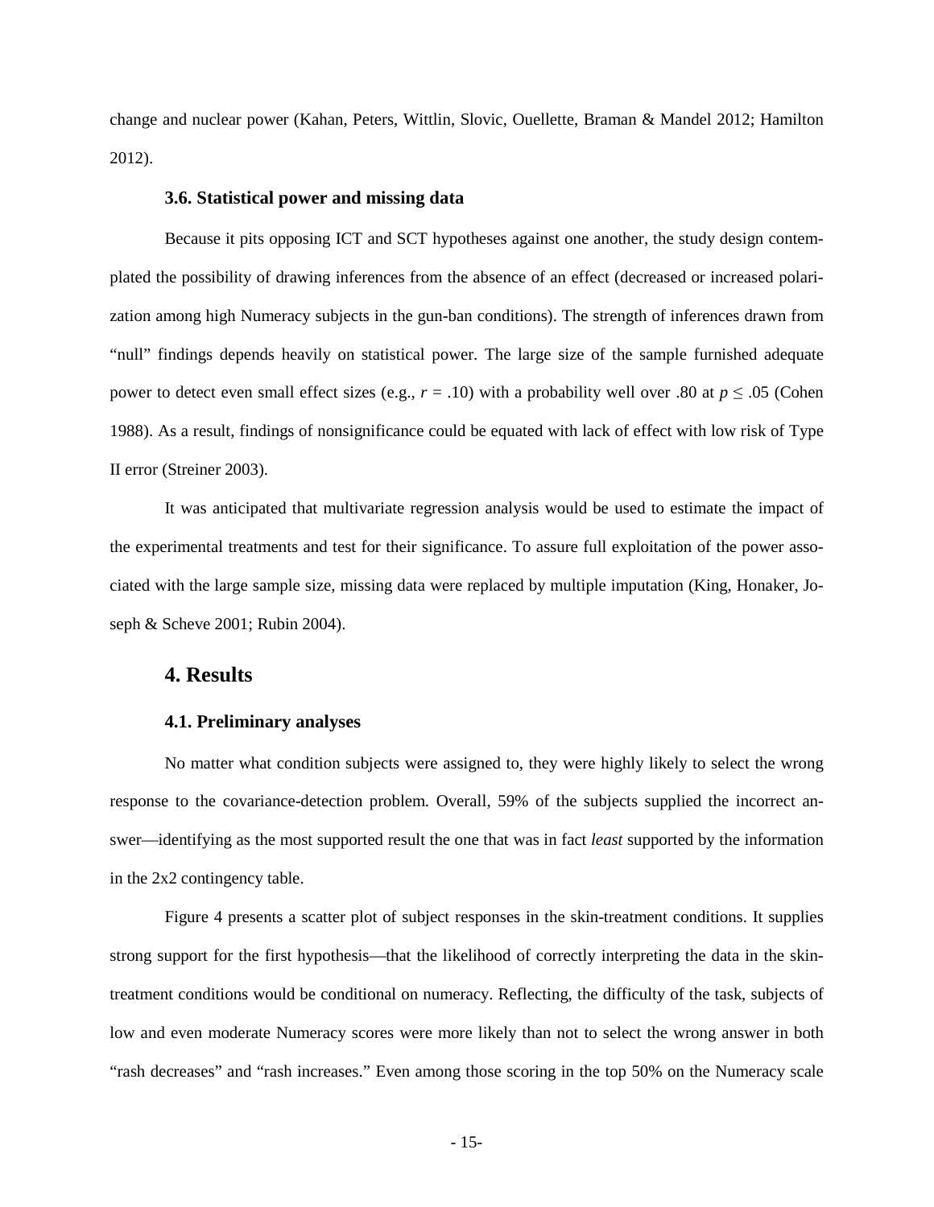change and nuclear power (Kahan, Peters, Wittlin, Slovic, Ouellette, Braman & Mandel 2012; Hamilton 2012).

### 3.6. Statistical power and missing data

Because it pits opposing ICT and SCT hypotheses against one another, the study design contemplated the possibility of drawing inferences from the absence of an effect (decreased or increased polarization among high Numeracy subjects in the gun-ban conditions). The strength of inferences drawn from "null" findings depends heavily on statistical power. The large size of the sample furnished adequate power to detect even small effect sizes (e.g., $r = .10$) with a probability well over .80 at $p \leq .05$ (Cohen 1988). As a result, findings of nonsignificance could be equated with lack of effect with low risk of Type II error (Streiner 2003).

It was anticipated that multivariate regression analysis would be used to estimate the impact of the experimental treatments and test for their significance. To assure full exploitation of the power associated with the large sample size, missing data were replaced by multiple imputation (King, Honaker, Joseph & Scheve 2001; Rubin 2004).

## 4. Results

### 4.1. Preliminary analyses

No matter what condition subjects were assigned to, they were highly likely to select the wrong response to the covariance-detection problem. Overall, 59% of the subjects supplied the incorrect answer—identifying as the most supported result the one that was in fact *least* supported by the information in the 2x2 contingency table.

Figure 4 presents a scatter plot of subject responses in the skin-treatment conditions. It supplies strong support for the first hypothesis—that the likelihood of correctly interpreting the data in the skin-treatment conditions would be conditional on numeracy. Reflecting, the difficulty of the task, subjects of low and even moderate Numeracy scores were more likely than not to select the wrong answer in both "rash decreases" and "rash increases." Even among those scoring in the top 50% on the Numeracy scale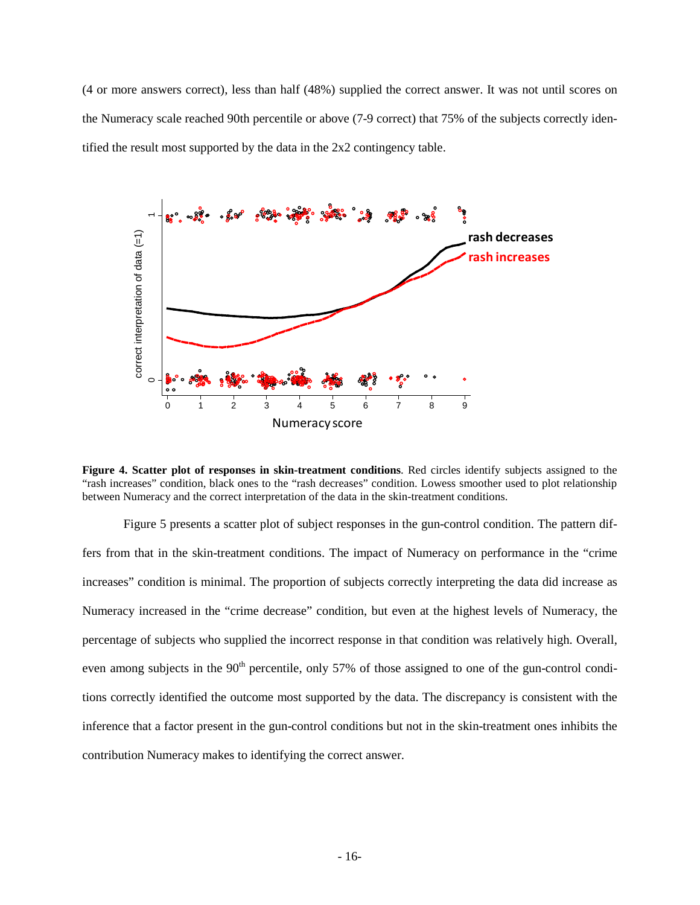(4 or more answers correct), less than half (48%) supplied the correct answer. It was not until scores on the Numeracy scale reached 90th percentile or above (7-9 correct) that 75% of the subjects correctly identified the result most supported by the data in the 2x2 contingency table.

**Figure 4. Scatter plot of responses in skin-treatment conditions**. Red circles identify subjects assigned to the "rash increases" condition, black ones to the "rash decreases" condition. Lowess smoother used to plot relationship between Numeracy and the correct interpretation of the data in the skin-treatment conditions.

Figure 5 presents a scatter plot of subject responses in the gun-control condition. The pattern differs from that in the skin-treatment conditions. The impact of Numeracy on performance in the "crime increases" condition is minimal. The proportion of subjects correctly interpreting the data did increase as Numeracy increased in the "crime decrease" condition, but even at the highest levels of Numeracy, the percentage of subjects who supplied the incorrect response in that condition was relatively high. Overall, even among subjects in the 90th percentile, only 57% of those assigned to one of the gun-control conditions correctly identified the outcome most supported by the data. The discrepancy is consistent with the inference that a factor present in the gun-control conditions but not in the skin-treatment ones inhibits the contribution Numeracy makes to identifying the correct answer.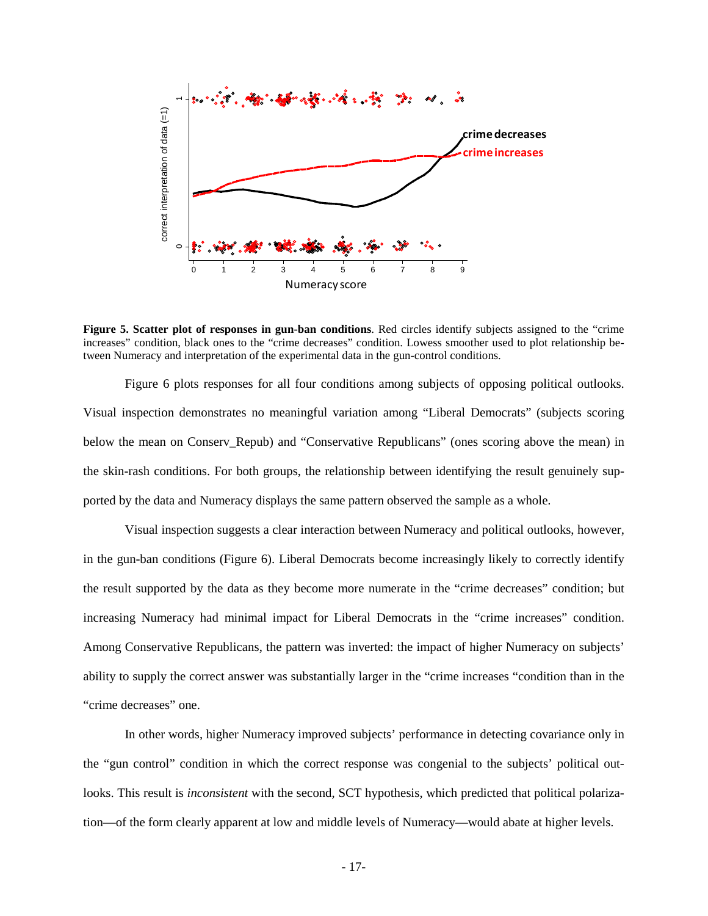**Figure 5. Scatter plot of responses in gun-ban conditions**. Red circles identify subjects assigned to the "crime increases" condition, black ones to the "crime decreases" condition. Lowess smoother used to plot relationship between Numeracy and interpretation of the experimental data in the gun-control conditions.

Figure 6 plots responses for all four conditions among subjects of opposing political outlooks. Visual inspection demonstrates no meaningful variation among "Liberal Democrats" (subjects scoring below the mean on Conserv_Repub) and "Conservative Republicans" (ones scoring above the mean) in the skin-rash conditions. For both groups, the relationship between identifying the result genuinely supported by the data and Numeracy displays the same pattern observed the sample as a whole.

Visual inspection suggests a clear interaction between Numeracy and political outlooks, however, in the gun-ban conditions (Figure 6). Liberal Democrats become increasingly likely to correctly identify the result supported by the data as they become more numerate in the "crime decreases" condition; but increasing Numeracy had minimal impact for Liberal Democrats in the "crime increases" condition. Among Conservative Republicans, the pattern was inverted: the impact of higher Numeracy on subjects' ability to supply the correct answer was substantially larger in the "crime increases "condition than in the "crime decreases" one.

In other words, higher Numeracy improved subjects' performance in detecting covariance only in the "gun control" condition in which the correct response was congenial to the subjects' political outlooks. This result is *inconsistent* with the second, SCT hypothesis, which predicted that political polarization—of the form clearly apparent at low and middle levels of Numeracy—would abate at higher levels.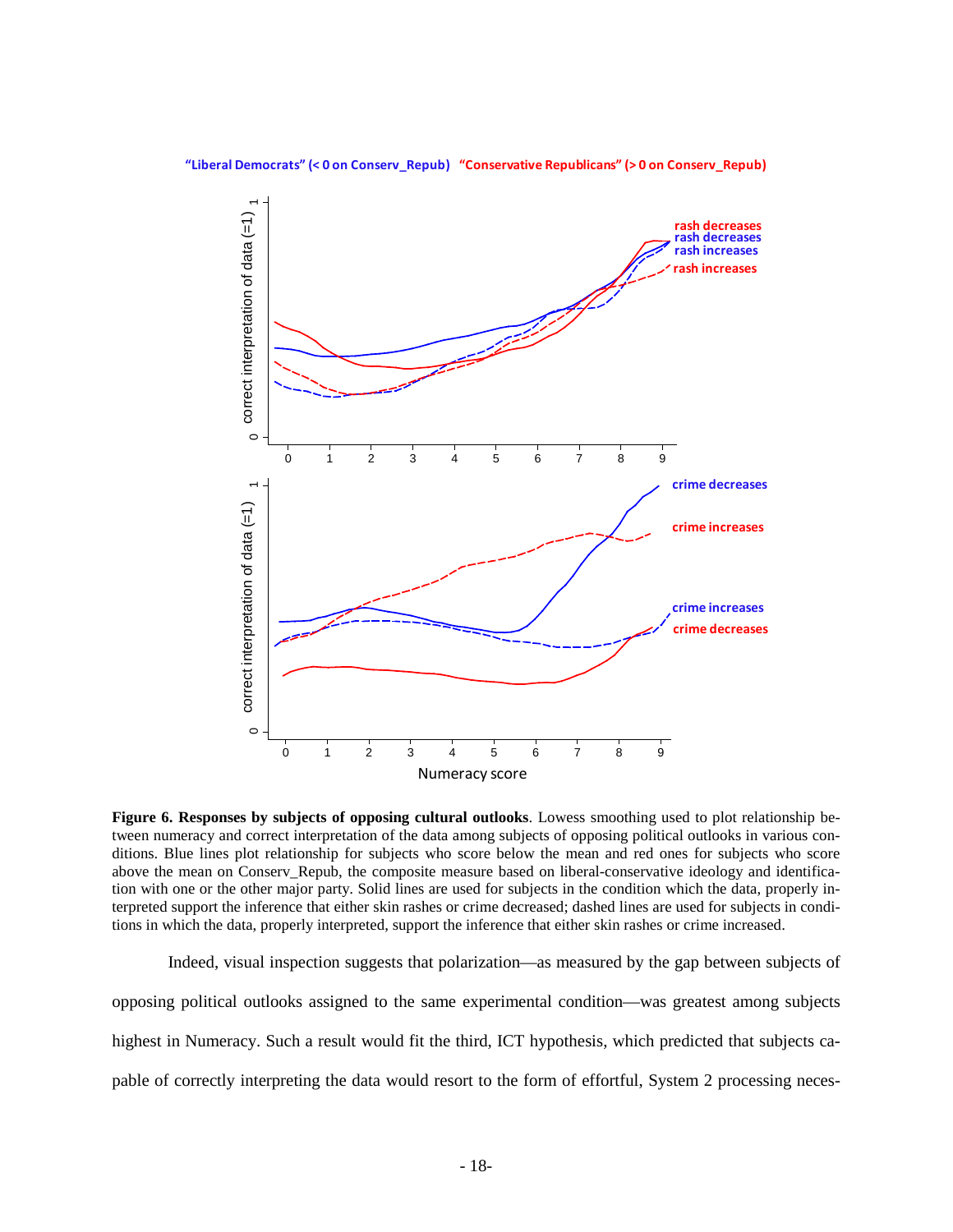**Figure 6. Responses by subjects of opposing cultural outlooks**. Lowess smoothing used to plot relationship between numeracy and correct interpretation of the data among subjects of opposing political outlooks in various conditions. Blue lines plot relationship for subjects who score below the mean and red ones for subjects who score above the mean on Conserv_Repub, the composite measure based on liberal-conservative ideology and identification with one or the other major party. Solid lines are used for subjects in the condition which the data, properly interpreted support the inference that either skin rashes or crime decreased; dashed lines are used for subjects in conditions in which the data, properly interpreted, support the inference that either skin rashes or crime increased.

Indeed, visual inspection suggests that polarization—as measured by the gap between subjects of opposing political outlooks assigned to the same experimental condition—was greatest among subjects highest in Numeracy. Such a result would fit the third, ICT hypothesis, which predicted that subjects capable of correctly interpreting the data would resort to the form of effortful, System 2 processing neces-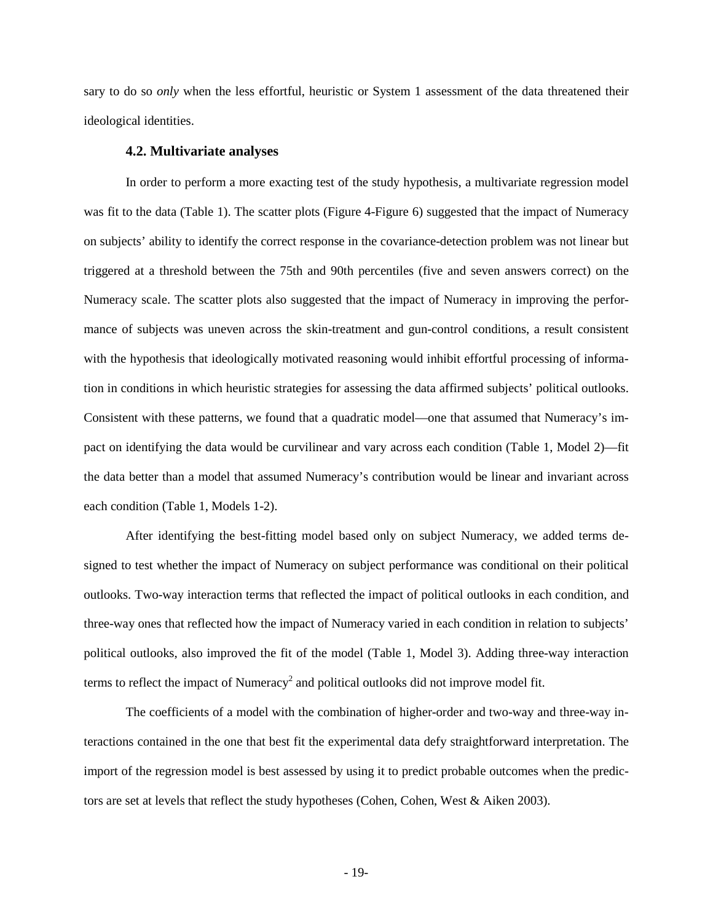sary to do so *only* when the less effortful, heuristic or System 1 assessment of the data threatened their ideological identities.

### 4.2. Multivariate analyses

In order to perform a more exacting test of the study hypothesis, a multivariate regression model was fit to the data (Table 1). The scatter plots (Figure 4-Figure 6) suggested that the impact of Numeracy on subjects' ability to identify the correct response in the covariance-detection problem was not linear but triggered at a threshold between the 75th and 90th percentiles (five and seven answers correct) on the Numeracy scale. The scatter plots also suggested that the impact of Numeracy in improving the performance of subjects was uneven across the skin-treatment and gun-control conditions, a result consistent with the hypothesis that ideologically motivated reasoning would inhibit effortful processing of information in conditions in which heuristic strategies for assessing the data affirmed subjects' political outlooks. Consistent with these patterns, we found that a quadratic model—one that assumed that Numeracy's impact on identifying the data would be curvilinear and vary across each condition (Table 1, Model 2)—fit the data better than a model that assumed Numeracy's contribution would be linear and invariant across each condition (Table 1, Models 1-2).

After identifying the best-fitting model based only on subject Numeracy, we added terms designed to test whether the impact of Numeracy on subject performance was conditional on their political outlooks. Two-way interaction terms that reflected the impact of political outlooks in each condition, and three-way ones that reflected how the impact of Numeracy varied in each condition in relation to subjects' political outlooks, also improved the fit of the model (Table 1, Model 3). Adding three-way interaction terms to reflect the impact of Numeracy$^2$ and political outlooks did not improve model fit.

The coefficients of a model with the combination of higher-order and two-way and three-way interactions contained in the one that best fit the experimental data defy straightforward interpretation. The import of the regression model is best assessed by using it to predict probable outcomes when the predictors are set at levels that reflect the study hypotheses (Cohen, Cohen, West & Aiken 2003).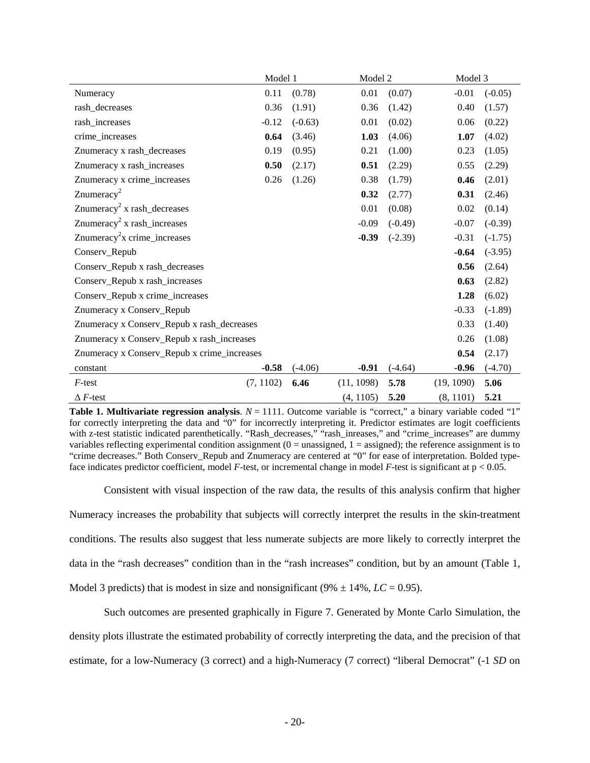| | Model 1 | | Model 2 | | Model 3 | |
|---|---|---|---|---|---|---|
| Numeracy | 0.11 | (0.78) | 0.01 | (0.07) | -0.01 | (-0.05) |
| rash_decreases | 0.36 | (1.91) | 0.36 | (1.42) | 0.40 | (1.57) |
| rash_increases | -0.12 | (-0.63) | 0.01 | (0.02) | 0.06 | (0.22) |
| crime_increases | **0.64** | (3.46) | **1.03** | (4.06) | **1.07** | (4.02) |
| Znumeracy x rash_decreases | 0.19 | (0.95) | 0.21 | (1.00) | 0.23 | (1.05) |
| Znumeracy x rash_increases | **0.50** | (2.17) | **0.51** | (2.29) | 0.55 | (2.29) |
| Znumeracy x crime_increases | 0.26 | (1.26) | 0.38 | (1.79) | **0.46** | (2.01) |
| $\text{Znumeracy}^2$ | | | **0.32** | (2.77) | 0.31 | (2.46) |
| $\text{Znumeracy}^2$ x rash_decreases | | | 0.01 | (0.08) | 0.02 | (0.14) |
| $\text{Znumeracy}^2$ x rash_increases | | | -0.09 | (-0.49) | -0.07 | (-0.39) |
| $\text{Znumeracy}^2$x crime_increases | | | **-0.39** | (-2.39) | -0.31 | (-1.75) |
| Conserv_Repub | | | | | **-0.64** | (-3.95) |
| Conserv_Repub x rash_decreases | | | | | **0.56** | (2.64) |
| Conserv_Repub x rash_increases | | | | | **0.63** | (2.82) |
| Conserv_Repub x crime_increases | | | | | **1.28** | (6.02) |
| Znumeracy x Conserv_Repub | | | | | -0.33 | (-1.89) |
| Znumeracy x Conserv_Repub x rash_decreases | | | | | 0.33 | (1.40) |
| Znumeracy x Conserv_Repub x rash_increases | | | | | 0.26 | (1.08) |
| Znumeracy x Conserv_Repub x crime_increases | | | | | **0.54** | (2.17) |
| constant | **-0.58** | (-4.06) | **-0.91** | (-4.64) | **-0.96** | (-4.70) |
| *F*-test | (7, 1102) | **6.46** | (11, 1098) | **5.78** | (19, 1090) | **5.06** |
| Δ *F*-test | | | (4, 1105) | **5.20** | (8, 1101) | **5.21** |

**Table 1. Multivariate regression analysis**. *N* = 1111. Outcome variable is "correct," a binary variable coded "1" for correctly interpreting the data and "0" for incorrectly interpreting it. Predictor estimates are logit coefficients with z-test statistic indicated parenthetically. "Rash_decreases," "rash_inreases," and "crime_increases" are dummy variables reflecting experimental condition assignment (0 = unassigned, 1 = assigned); the reference assignment is to "crime decreases." Both Conserv_Repub and Znumeracy are centered at "0" for ease of interpretation. Bolded typeface indicates predictor coefficient, model *F*-test, or incremental change in model *F*-test is significant at $p < 0.05$.

Consistent with visual inspection of the raw data, the results of this analysis confirm that higher Numeracy increases the probability that subjects will correctly interpret the results in the skin-treatment conditions. The results also suggest that less numerate subjects are more likely to correctly interpret the data in the "rash decreases" condition than in the "rash increases" condition, but by an amount (Table 1, Model 3 predicts) that is modest in size and nonsignificant (9% ± 14%, *LC* = 0.95).

Such outcomes are presented graphically in Figure 7. Generated by Monte Carlo Simulation, the density plots illustrate the estimated probability of correctly interpreting the data, and the precision of that estimate, for a low-Numeracy (3 correct) and a high-Numeracy (7 correct) "liberal Democrat" (-1 *SD* on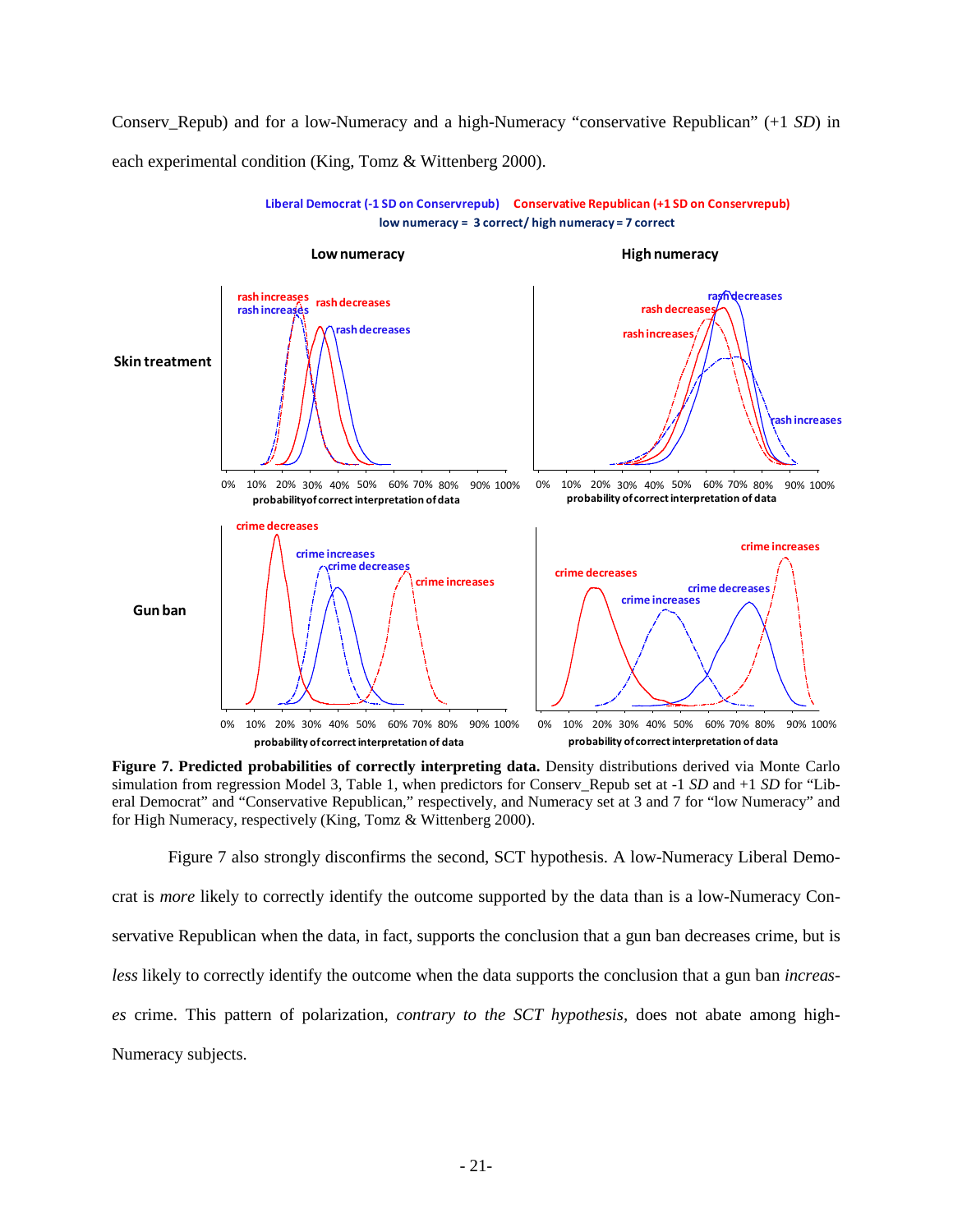Conserv_Repub) and for a low-Numeracy and a high-Numeracy "conservative Republican" (+1 *SD*) in each experimental condition (King, Tomz & Wittenberg 2000).

**Figure 7. Predicted probabilities of correctly interpreting data.** Density distributions derived via Monte Carlo simulation from regression Model 3, Table 1, when predictors for Conserv_Repub set at -1 *SD* and +1 *SD* for "Liberal Democrat" and "Conservative Republican," respectively, and Numeracy set at 3 and 7 for "low Numeracy" and for High Numeracy, respectively (King, Tomz & Wittenberg 2000).

Figure 7 also strongly disconfirms the second, SCT hypothesis. A low-Numeracy Liberal Democrat is *more* likely to correctly identify the outcome supported by the data than is a low-Numeracy Conservative Republican when the data, in fact, supports the conclusion that a gun ban decreases crime, but is *less* likely to correctly identify the outcome when the data supports the conclusion that a gun ban *increases* crime. This pattern of polarization, *contrary to the SCT hypothesis*, does not abate among high-Numeracy subjects.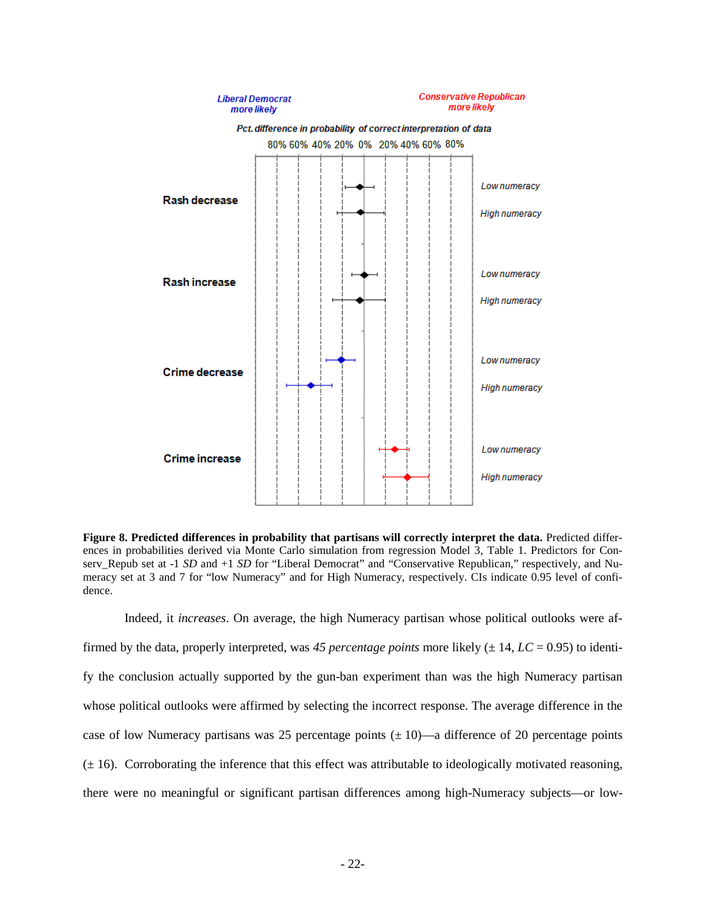**Figure 8. Predicted differences in probability that partisans will correctly interpret the data.** Predicted differences in probabilities derived via Monte Carlo simulation from regression Model 3, Table 1. Predictors for Conserv_Repub set at -1 *SD* and +1 *SD* for "Liberal Democrat" and "Conservative Republican," respectively, and Numeracy set at 3 and 7 for "low Numeracy" and for High Numeracy, respectively. CIs indicate 0.95 level of confidence.

Indeed, it *increases*. On average, the high Numeracy partisan whose political outlooks were affirmed by the data, properly interpreted, was *45 percentage points* more likely (± 14, *LC* = 0.95) to identify the conclusion actually supported by the gun-ban experiment than was the high Numeracy partisan whose political outlooks were affirmed by selecting the incorrect response. The average difference in the case of low Numeracy partisans was 25 percentage points (± 10)—a difference of 20 percentage points (± 16). Corroborating the inference that this effect was attributable to ideologically motivated reasoning, there were no meaningful or significant partisan differences among high-Numeracy subjects—or low-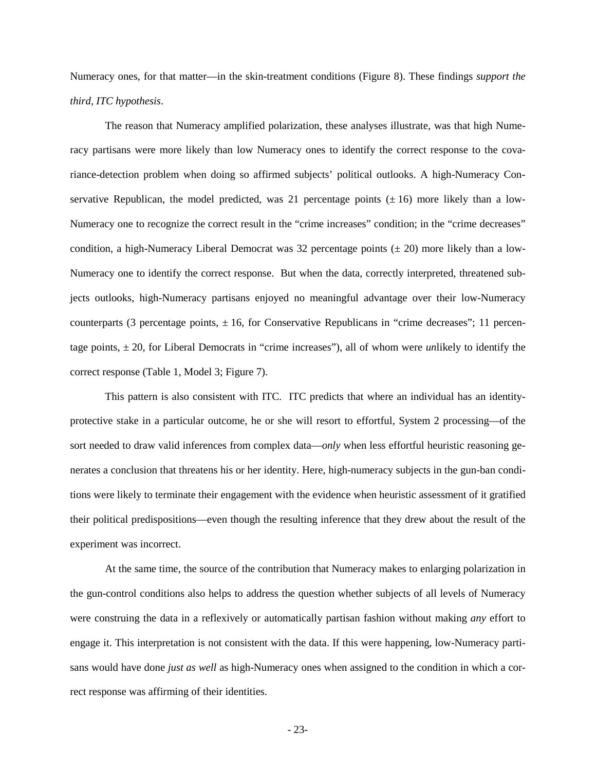Numeracy ones, for that matter—in the skin-treatment conditions (Figure 8). These findings *support the third, ITC hypothesis*.

The reason that Numeracy amplified polarization, these analyses illustrate, was that high Numeracy partisans were more likely than low Numeracy ones to identify the correct response to the covariance-detection problem when doing so affirmed subjects' political outlooks. A high-Numeracy Conservative Republican, the model predicted, was 21 percentage points (± 16) more likely than a low-Numeracy one to recognize the correct result in the "crime increases" condition; in the "crime decreases" condition, a high-Numeracy Liberal Democrat was 32 percentage points (± 20) more likely than a low-Numeracy one to identify the correct response. But when the data, correctly interpreted, threatened subjects outlooks, high-Numeracy partisans enjoyed no meaningful advantage over their low-Numeracy counterparts (3 percentage points, ± 16, for Conservative Republicans in "crime decreases"; 11 percentage points, ± 20, for Liberal Democrats in "crime increases"), all of whom were *un*likely to identify the correct response (Table 1, Model 3; Figure 7).

This pattern is also consistent with ITC. ITC predicts that where an individual has an identity-protective stake in a particular outcome, he or she will resort to effortful, System 2 processing—of the sort needed to draw valid inferences from complex data—*only* when less effortful heuristic reasoning generates a conclusion that threatens his or her identity. Here, high-numeracy subjects in the gun-ban conditions were likely to terminate their engagement with the evidence when heuristic assessment of it gratified their political predispositions—even though the resulting inference that they drew about the result of the experiment was incorrect.

At the same time, the source of the contribution that Numeracy makes to enlarging polarization in the gun-control conditions also helps to address the question whether subjects of all levels of Numeracy were construing the data in a reflexively or automatically partisan fashion without making *any* effort to engage it. This interpretation is not consistent with the data. If this were happening, low-Numeracy partisans would have done *just as well* as high-Numeracy ones when assigned to the condition in which a correct response was affirming of their identities.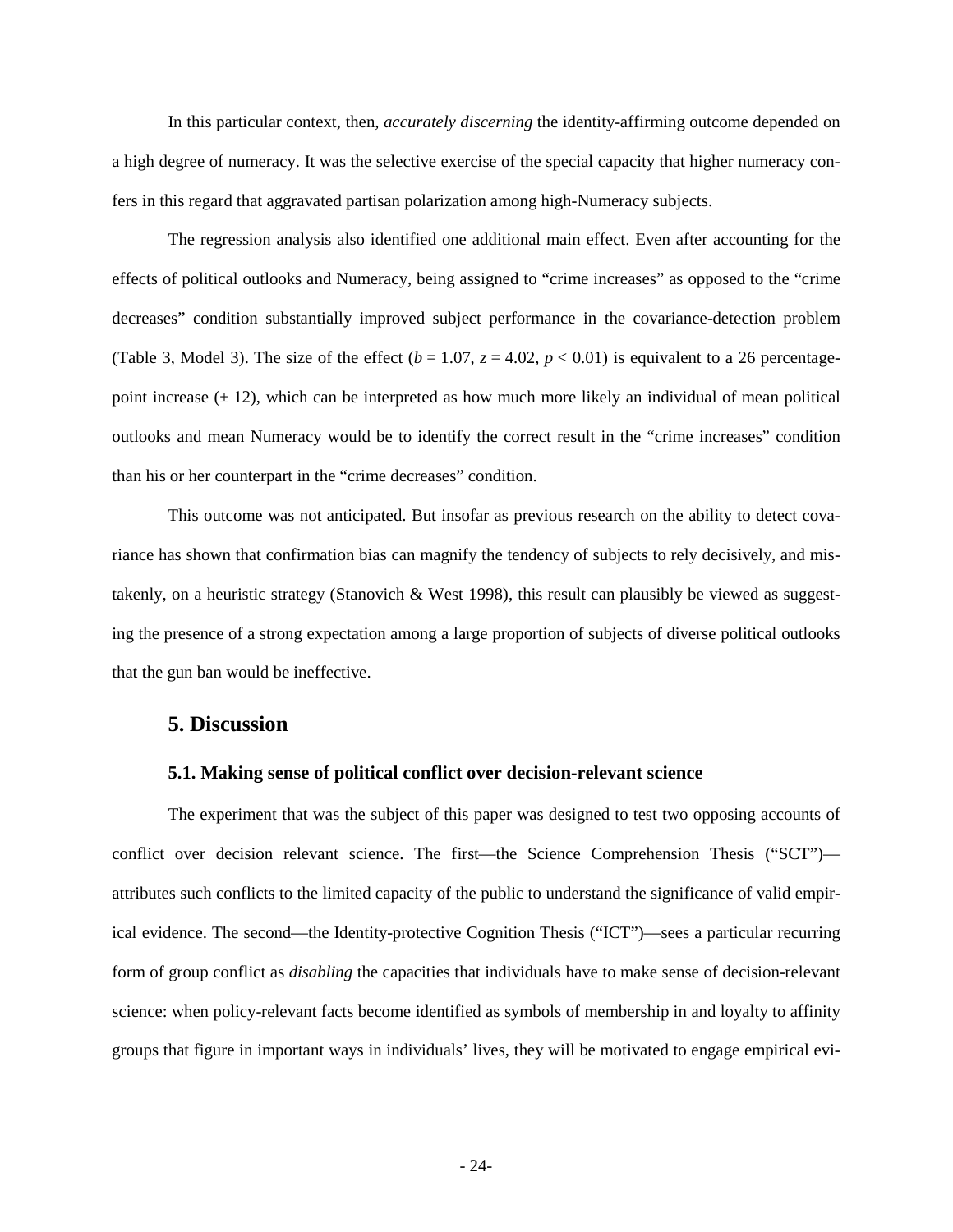In this particular context, then, *accurately discerning* the identity-affirming outcome depended on a high degree of numeracy. It was the selective exercise of the special capacity that higher numeracy confers in this regard that aggravated partisan polarization among high-Numeracy subjects.

The regression analysis also identified one additional main effect. Even after accounting for the effects of political outlooks and Numeracy, being assigned to "crime increases" as opposed to the "crime decreases" condition substantially improved subject performance in the covariance-detection problem (Table 3, Model 3). The size of the effect ($b = 1.07$, $z = 4.02$, $p < 0.01$) is equivalent to a 26 percentage-point increase ($\pm$ 12), which can be interpreted as how much more likely an individual of mean political outlooks and mean Numeracy would be to identify the correct result in the "crime increases" condition than his or her counterpart in the "crime decreases" condition.

This outcome was not anticipated. But insofar as previous research on the ability to detect covariance has shown that confirmation bias can magnify the tendency of subjects to rely decisively, and mistakenly, on a heuristic strategy (Stanovich & West 1998), this result can plausibly be viewed as suggesting the presence of a strong expectation among a large proportion of subjects of diverse political outlooks that the gun ban would be ineffective.

## 5. Discussion

### 5.1. Making sense of political conflict over decision-relevant science

The experiment that was the subject of this paper was designed to test two opposing accounts of conflict over decision relevant science. The first—the Science Comprehension Thesis ("SCT")—attributes such conflicts to the limited capacity of the public to understand the significance of valid empirical evidence. The second—the Identity-protective Cognition Thesis ("ICT")—sees a particular recurring form of group conflict as *disabling* the capacities that individuals have to make sense of decision-relevant science: when policy-relevant facts become identified as symbols of membership in and loyalty to affinity groups that figure in important ways in individuals' lives, they will be motivated to engage empirical evi-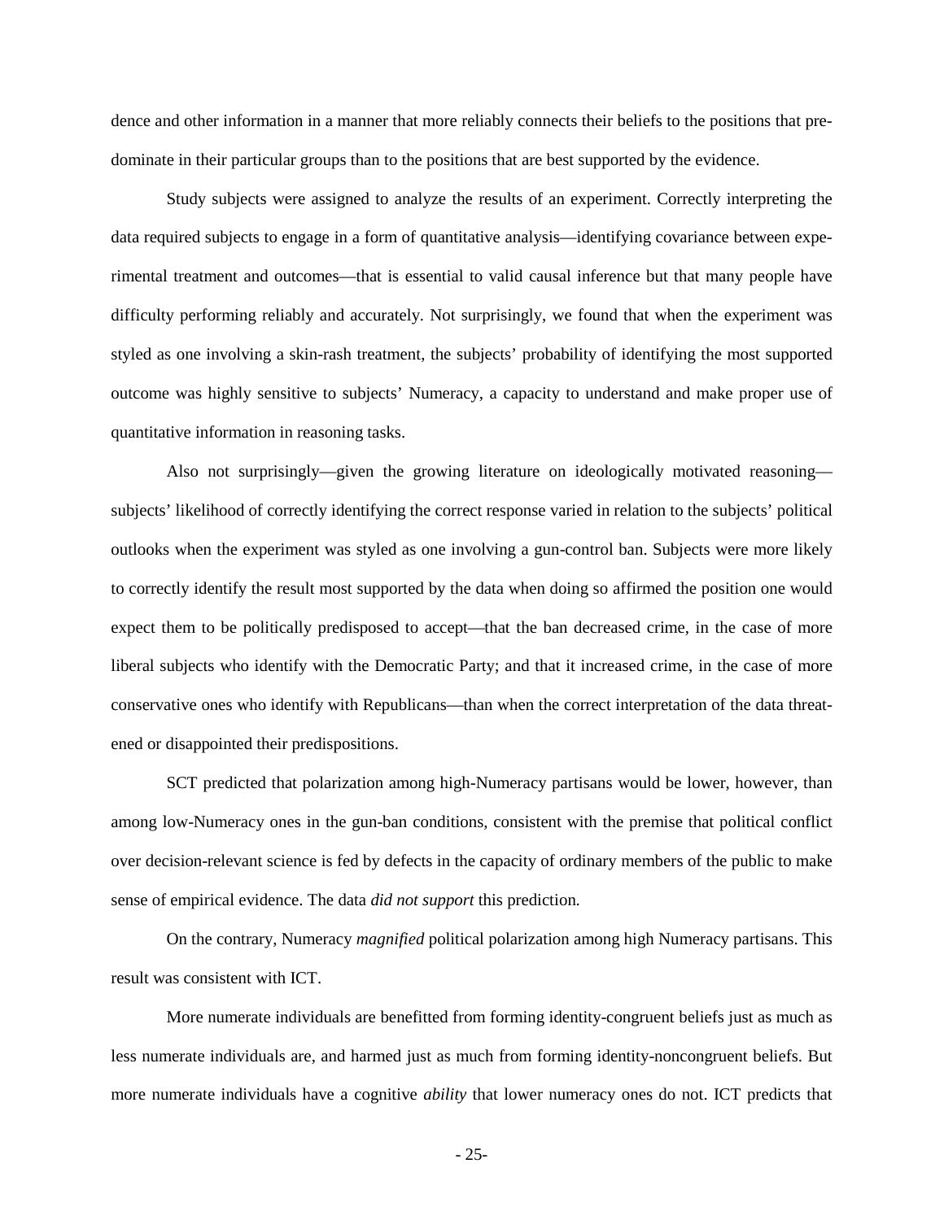dence and other information in a manner that more reliably connects their beliefs to the positions that predominate in their particular groups than to the positions that are best supported by the evidence.

Study subjects were assigned to analyze the results of an experiment. Correctly interpreting the data required subjects to engage in a form of quantitative analysis—identifying covariance between experimental treatment and outcomes—that is essential to valid causal inference but that many people have difficulty performing reliably and accurately. Not surprisingly, we found that when the experiment was styled as one involving a skin-rash treatment, the subjects' probability of identifying the most supported outcome was highly sensitive to subjects' Numeracy, a capacity to understand and make proper use of quantitative information in reasoning tasks.

Also not surprisingly—given the growing literature on ideologically motivated reasoning—subjects' likelihood of correctly identifying the correct response varied in relation to the subjects' political outlooks when the experiment was styled as one involving a gun-control ban. Subjects were more likely to correctly identify the result most supported by the data when doing so affirmed the position one would expect them to be politically predisposed to accept—that the ban decreased crime, in the case of more liberal subjects who identify with the Democratic Party; and that it increased crime, in the case of more conservative ones who identify with Republicans—than when the correct interpretation of the data threatened or disappointed their predispositions.

SCT predicted that polarization among high-Numeracy partisans would be lower, however, than among low-Numeracy ones in the gun-ban conditions, consistent with the premise that political conflict over decision-relevant science is fed by defects in the capacity of ordinary members of the public to make sense of empirical evidence. The data *did not support* this prediction.

On the contrary, Numeracy *magnified* political polarization among high Numeracy partisans. This result was consistent with ICT.

More numerate individuals are benefitted from forming identity-congruent beliefs just as much as less numerate individuals are, and harmed just as much from forming identity-noncongruent beliefs. But more numerate individuals have a cognitive *ability* that lower numeracy ones do not. ICT predicts that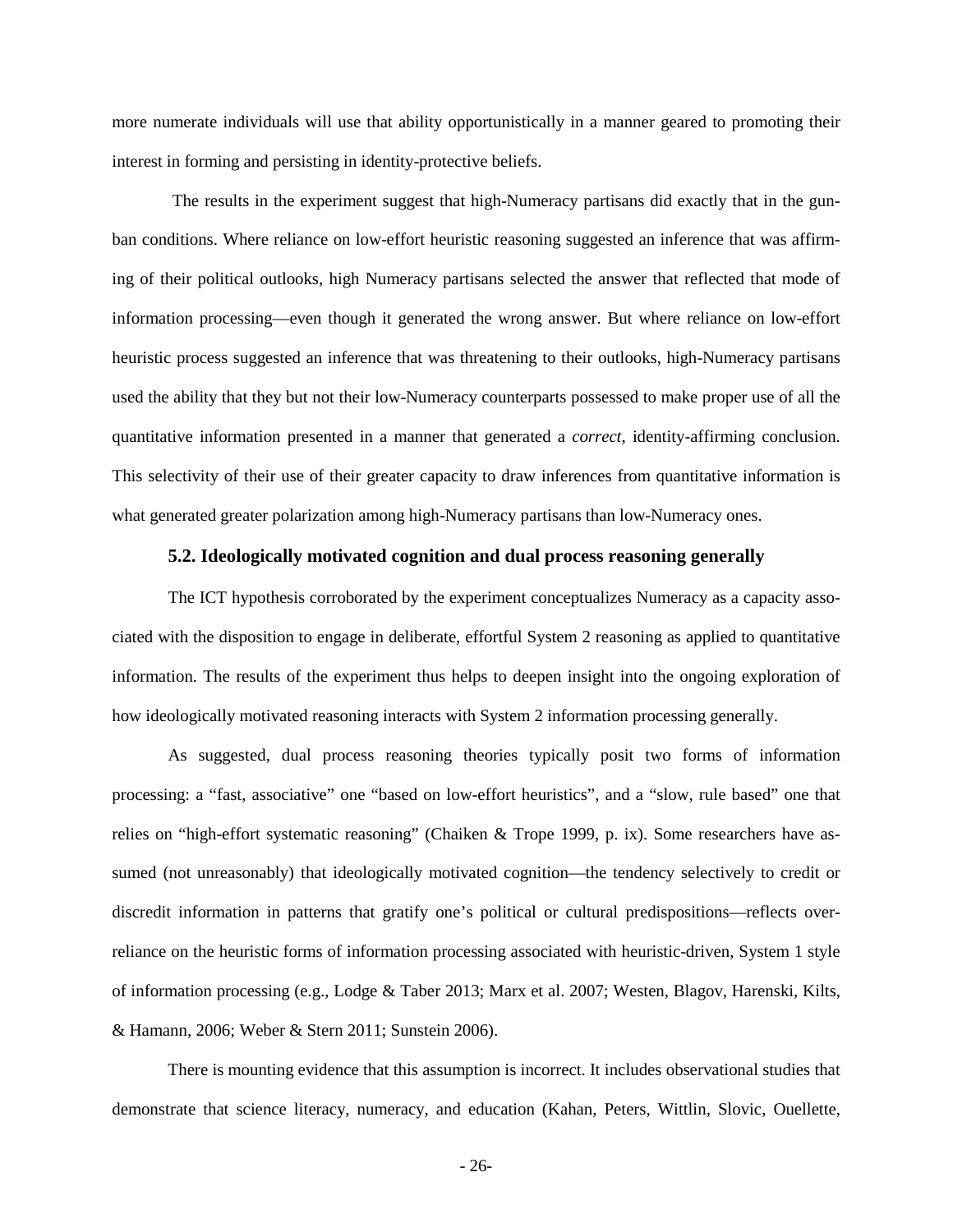more numerate individuals will use that ability opportunistically in a manner geared to promoting their interest in forming and persisting in identity-protective beliefs.

The results in the experiment suggest that high-Numeracy partisans did exactly that in the gun-ban conditions. Where reliance on low-effort heuristic reasoning suggested an inference that was affirming of their political outlooks, high Numeracy partisans selected the answer that reflected that mode of information processing—even though it generated the wrong answer. But where reliance on low-effort heuristic process suggested an inference that was threatening to their outlooks, high-Numeracy partisans used the ability that they but not their low-Numeracy counterparts possessed to make proper use of all the quantitative information presented in a manner that generated a *correct*, identity-affirming conclusion. This selectivity of their use of their greater capacity to draw inferences from quantitative information is what generated greater polarization among high-Numeracy partisans than low-Numeracy ones.

### 5.2. Ideologically motivated cognition and dual process reasoning generally

The ICT hypothesis corroborated by the experiment conceptualizes Numeracy as a capacity associated with the disposition to engage in deliberate, effortful System 2 reasoning as applied to quantitative information. The results of the experiment thus helps to deepen insight into the ongoing exploration of how ideologically motivated reasoning interacts with System 2 information processing generally.

As suggested, dual process reasoning theories typically posit two forms of information processing: a "fast, associative" one "based on low-effort heuristics", and a "slow, rule based" one that relies on "high-effort systematic reasoning" (Chaiken & Trope 1999, p. ix). Some researchers have assumed (not unreasonably) that ideologically motivated cognition—the tendency selectively to credit or discredit information in patterns that gratify one's political or cultural predispositions—reflects over-reliance on the heuristic forms of information processing associated with heuristic-driven, System 1 style of information processing (e.g., Lodge & Taber 2013; Marx et al. 2007; Westen, Blagov, Harenski, Kilts, & Hamann, 2006; Weber & Stern 2011; Sunstein 2006).

There is mounting evidence that this assumption is incorrect. It includes observational studies that demonstrate that science literacy, numeracy, and education (Kahan, Peters, Wittlin, Slovic, Ouellette,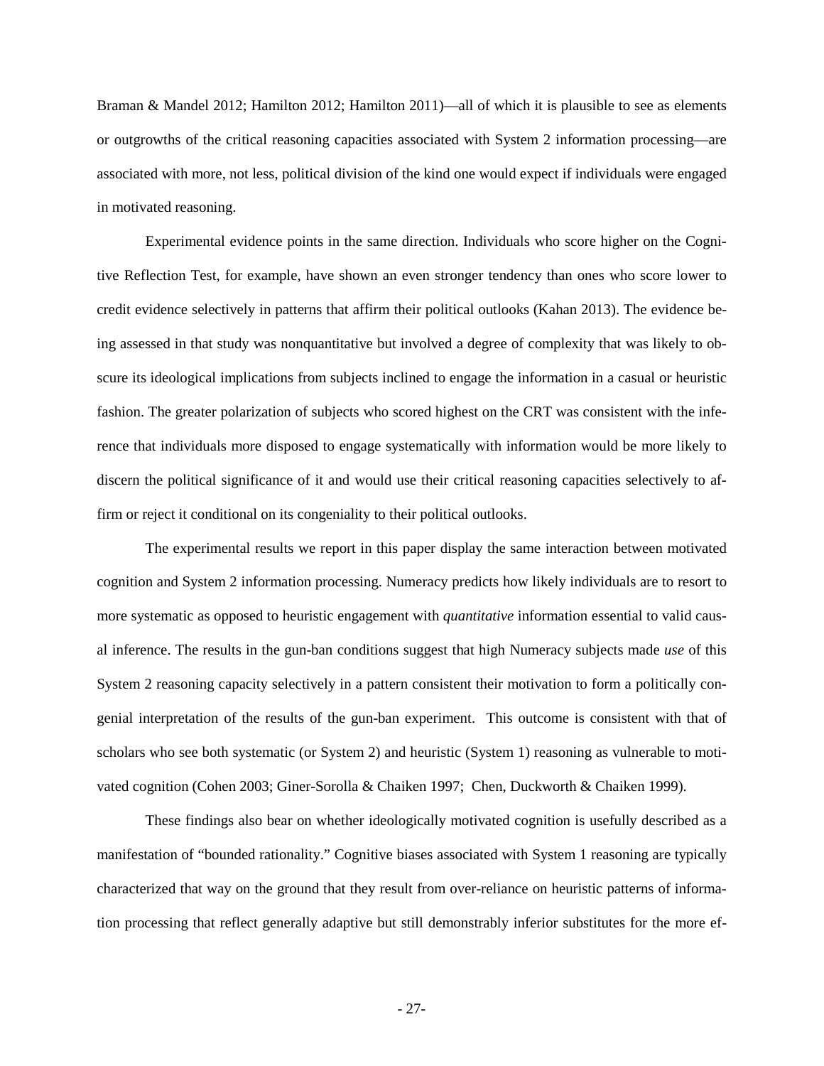Braman & Mandel 2012; Hamilton 2012; Hamilton 2011)—all of which it is plausible to see as elements or outgrowths of the critical reasoning capacities associated with System 2 information processing—are associated with more, not less, political division of the kind one would expect if individuals were engaged in motivated reasoning.

Experimental evidence points in the same direction. Individuals who score higher on the Cognitive Reflection Test, for example, have shown an even stronger tendency than ones who score lower to credit evidence selectively in patterns that affirm their political outlooks (Kahan 2013). The evidence being assessed in that study was nonquantitative but involved a degree of complexity that was likely to obscure its ideological implications from subjects inclined to engage the information in a casual or heuristic fashion. The greater polarization of subjects who scored highest on the CRT was consistent with the inference that individuals more disposed to engage systematically with information would be more likely to discern the political significance of it and would use their critical reasoning capacities selectively to affirm or reject it conditional on its congeniality to their political outlooks.

The experimental results we report in this paper display the same interaction between motivated cognition and System 2 information processing. Numeracy predicts how likely individuals are to resort to more systematic as opposed to heuristic engagement with *quantitative* information essential to valid causal inference. The results in the gun-ban conditions suggest that high Numeracy subjects made *use* of this System 2 reasoning capacity selectively in a pattern consistent their motivation to form a politically congenial interpretation of the results of the gun-ban experiment. This outcome is consistent with that of scholars who see both systematic (or System 2) and heuristic (System 1) reasoning as vulnerable to motivated cognition (Cohen 2003; Giner-Sorolla & Chaiken 1997; Chen, Duckworth & Chaiken 1999).

These findings also bear on whether ideologically motivated cognition is usefully described as a manifestation of "bounded rationality." Cognitive biases associated with System 1 reasoning are typically characterized that way on the ground that they result from over-reliance on heuristic patterns of information processing that reflect generally adaptive but still demonstrably inferior substitutes for the more ef-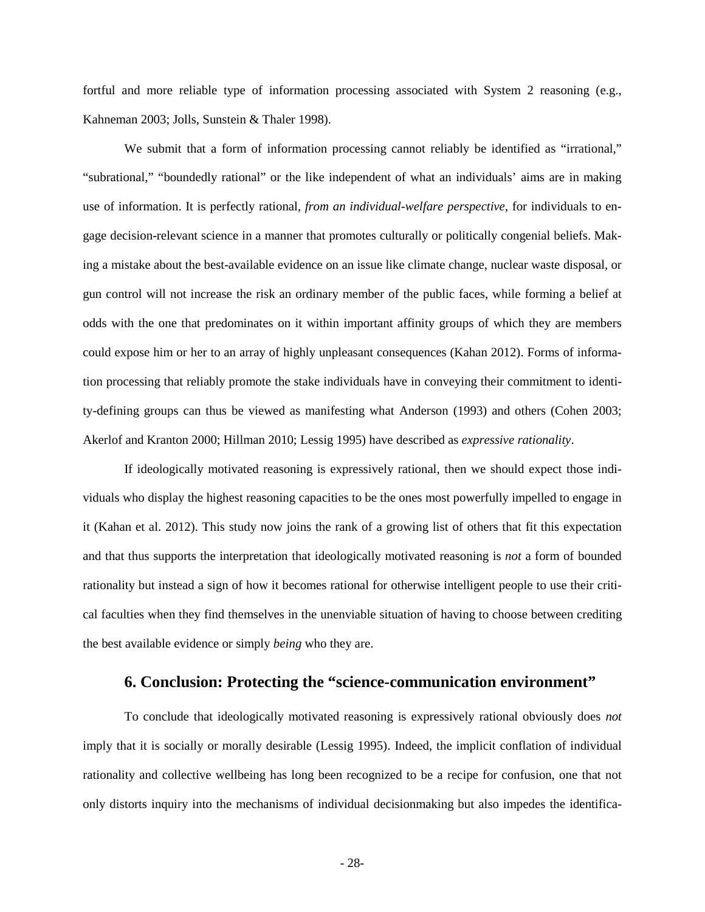fortful and more reliable type of information processing associated with System 2 reasoning (e.g., Kahneman 2003; Jolls, Sunstein & Thaler 1998).

We submit that a form of information processing cannot reliably be identified as "irrational," "subrational," "boundedly rational" or the like independent of what an individuals' aims are in making use of information. It is perfectly rational, *from an individual-welfare perspective*, for individuals to engage decision-relevant science in a manner that promotes culturally or politically congenial beliefs. Making a mistake about the best-available evidence on an issue like climate change, nuclear waste disposal, or gun control will not increase the risk an ordinary member of the public faces, while forming a belief at odds with the one that predominates on it within important affinity groups of which they are members could expose him or her to an array of highly unpleasant consequences (Kahan 2012). Forms of information processing that reliably promote the stake individuals have in conveying their commitment to identity-defining groups can thus be viewed as manifesting what Anderson (1993) and others (Cohen 2003; Akerlof and Kranton 2000; Hillman 2010; Lessig 1995) have described as *expressive rationality*.

If ideologically motivated reasoning is expressively rational, then we should expect those individuals who display the highest reasoning capacities to be the ones most powerfully impelled to engage in it (Kahan et al. 2012). This study now joins the rank of a growing list of others that fit this expectation and that thus supports the interpretation that ideologically motivated reasoning is *not* a form of bounded rationality but instead a sign of how it becomes rational for otherwise intelligent people to use their critical faculties when they find themselves in the unenviable situation of having to choose between crediting the best available evidence or simply *being* who they are.

## 6. Conclusion: Protecting the "science-communication environment"

To conclude that ideologically motivated reasoning is expressively rational obviously does *not* imply that it is socially or morally desirable (Lessig 1995). Indeed, the implicit conflation of individual rationality and collective wellbeing has long been recognized to be a recipe for confusion, one that not only distorts inquiry into the mechanisms of individual decisionmaking but also impedes the identifica-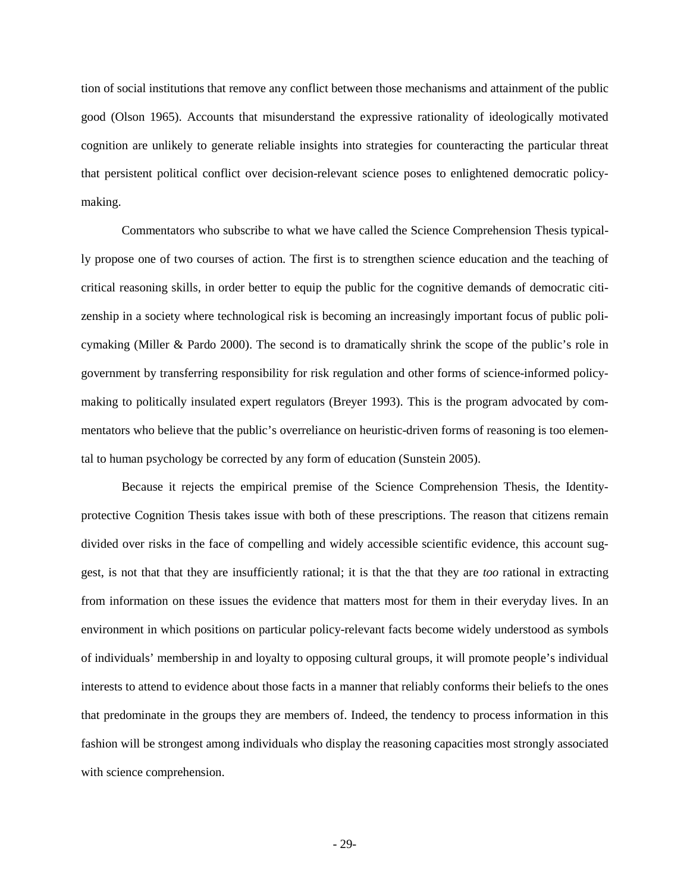tion of social institutions that remove any conflict between those mechanisms and attainment of the public good (Olson 1965). Accounts that misunderstand the expressive rationality of ideologically motivated cognition are unlikely to generate reliable insights into strategies for counteracting the particular threat that persistent political conflict over decision-relevant science poses to enlightened democratic policymaking.

Commentators who subscribe to what we have called the Science Comprehension Thesis typically propose one of two courses of action. The first is to strengthen science education and the teaching of critical reasoning skills, in order better to equip the public for the cognitive demands of democratic citizenship in a society where technological risk is becoming an increasingly important focus of public policymaking (Miller & Pardo 2000). The second is to dramatically shrink the scope of the public's role in government by transferring responsibility for risk regulation and other forms of science-informed policymaking to politically insulated expert regulators (Breyer 1993). This is the program advocated by commentators who believe that the public's overreliance on heuristic-driven forms of reasoning is too elemental to human psychology be corrected by any form of education (Sunstein 2005).

Because it rejects the empirical premise of the Science Comprehension Thesis, the Identity-protective Cognition Thesis takes issue with both of these prescriptions. The reason that citizens remain divided over risks in the face of compelling and widely accessible scientific evidence, this account suggest, is not that that they are insufficiently rational; it is that the that they are *too* rational in extracting from information on these issues the evidence that matters most for them in their everyday lives. In an environment in which positions on particular policy-relevant facts become widely understood as symbols of individuals' membership in and loyalty to opposing cultural groups, it will promote people's individual interests to attend to evidence about those facts in a manner that reliably conforms their beliefs to the ones that predominate in the groups they are members of. Indeed, the tendency to process information in this fashion will be strongest among individuals who display the reasoning capacities most strongly associated with science comprehension.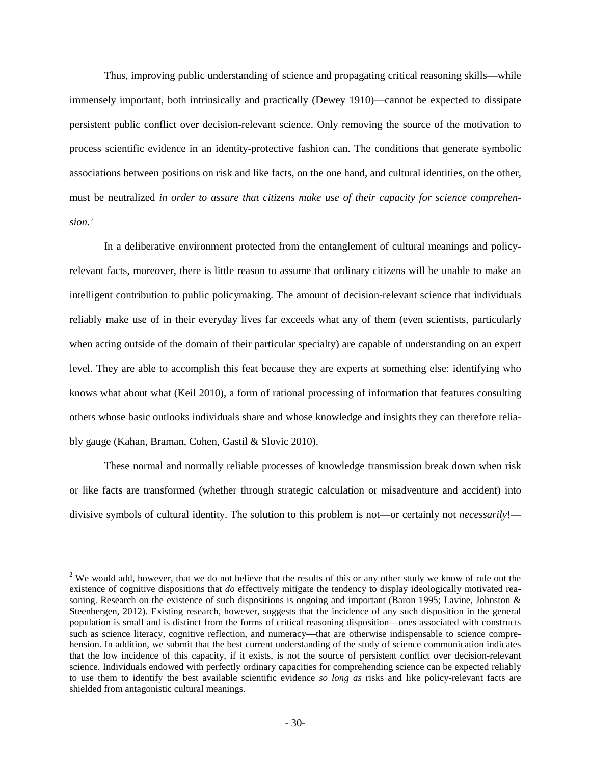Thus, improving public understanding of science and propagating critical reasoning skills—while immensely important, both intrinsically and practically (Dewey 1910)—cannot be expected to dissipate persistent public conflict over decision-relevant science. Only removing the source of the motivation to process scientific evidence in an identity-protective fashion can. The conditions that generate symbolic associations between positions on risk and like facts, on the one hand, and cultural identities, on the other, must be neutralized *in order to assure that citizens make use of their capacity for science comprehension.*[2]

In a deliberative environment protected from the entanglement of cultural meanings and policy-relevant facts, moreover, there is little reason to assume that ordinary citizens will be unable to make an intelligent contribution to public policymaking. The amount of decision-relevant science that individuals reliably make use of in their everyday lives far exceeds what any of them (even scientists, particularly when acting outside of the domain of their particular specialty) are capable of understanding on an expert level. They are able to accomplish this feat because they are experts at something else: identifying who knows what about what (Keil 2010), a form of rational processing of information that features consulting others whose basic outlooks individuals share and whose knowledge and insights they can therefore reliably gauge (Kahan, Braman, Cohen, Gastil & Slovic 2010).

These normal and normally reliable processes of knowledge transmission break down when risk or like facts are transformed (whether through strategic calculation or misadventure and accident) into divisive symbols of cultural identity. The solution to this problem is not—or certainly not *necessarily*!—

[2] We would add, however, that we do not believe that the results of this or any other study we know of rule out the existence of cognitive dispositions that *do* effectively mitigate the tendency to display ideologically motivated reasoning. Research on the existence of such dispositions is ongoing and important (Baron 1995; Lavine, Johnston & Steenbergen, 2012). Existing research, however, suggests that the incidence of any such disposition in the general population is small and is distinct from the forms of critical reasoning disposition—ones associated with constructs such as science literacy, cognitive reflection, and numeracy—that are otherwise indispensable to science comprehension. In addition, we submit that the best current understanding of the study of science communication indicates that the low incidence of this capacity, if it exists, is not the source of persistent conflict over decision-relevant science. Individuals endowed with perfectly ordinary capacities for comprehending science can be expected reliably to use them to identify the best available scientific evidence *so long as* risks and like policy-relevant facts are shielded from antagonistic cultural meanings.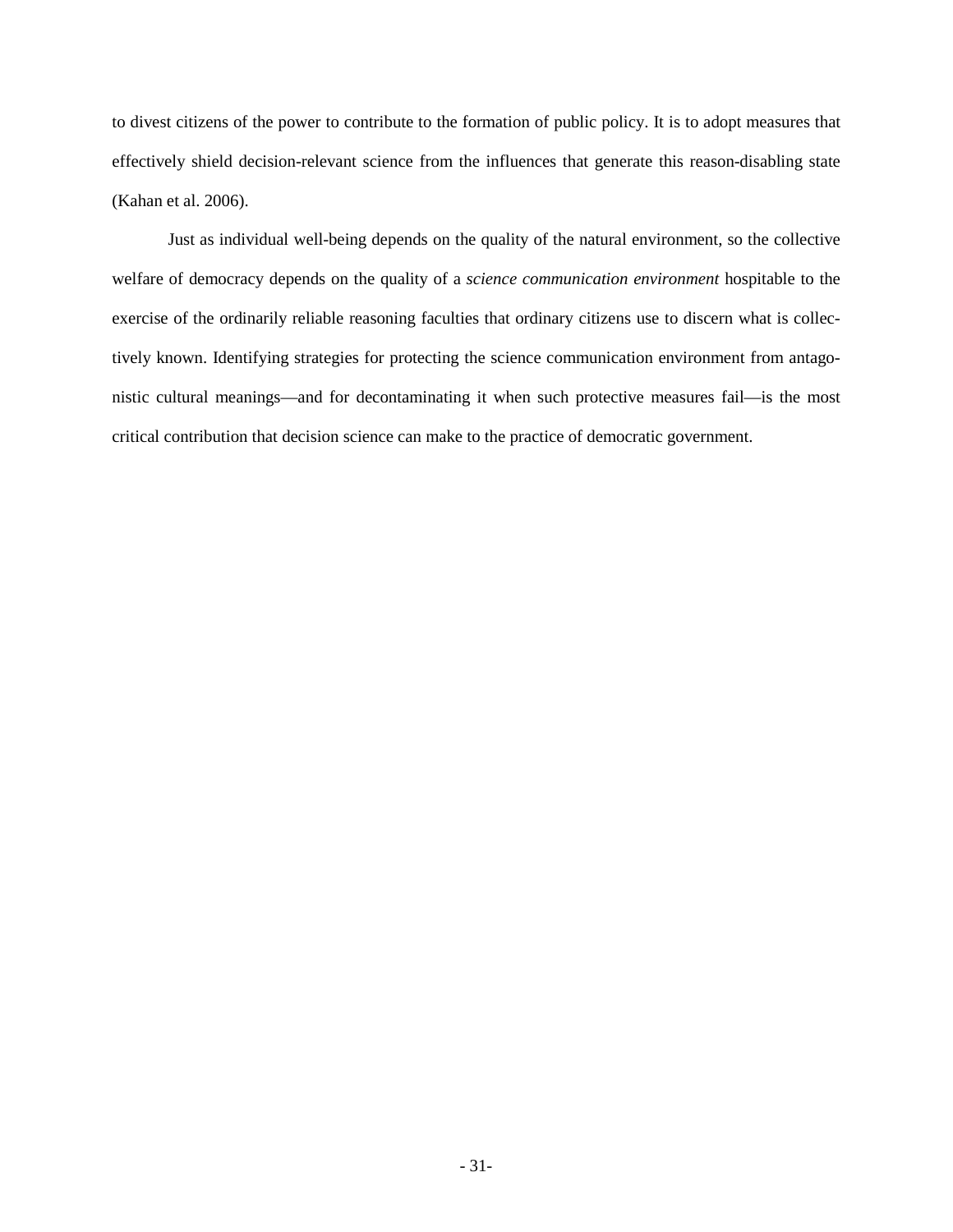to divest citizens of the power to contribute to the formation of public policy. It is to adopt measures that effectively shield decision-relevant science from the influences that generate this reason-disabling state (Kahan et al. 2006).

Just as individual well-being depends on the quality of the natural environment, so the collective welfare of democracy depends on the quality of a *science communication environment* hospitable to the exercise of the ordinarily reliable reasoning faculties that ordinary citizens use to discern what is collectively known. Identifying strategies for protecting the science communication environment from antagonistic cultural meanings—and for decontaminating it when such protective measures fail—is the most critical contribution that decision science can make to the practice of democratic government.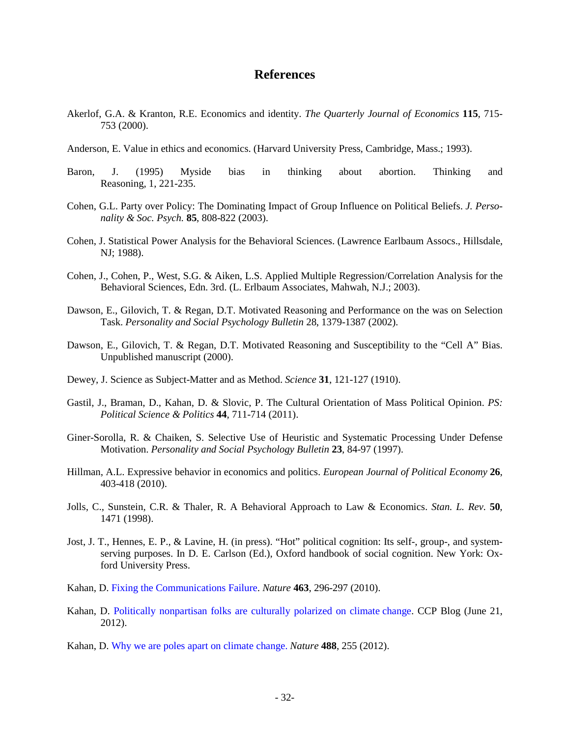## References

Akerlof, G.A. & Kranton, R.E. Economics and identity. *The Quarterly Journal of Economics* **115**, 715-753 (2000).

Anderson, E. Value in ethics and economics. (Harvard University Press, Cambridge, Mass.; 1993).

Baron, J. (1995) Myside bias in thinking about abortion. Thinking and Reasoning, 1, 221-235.

Cohen, G.L. Party over Policy: The Dominating Impact of Group Influence on Political Beliefs. *J. Personality & Soc. Psych.* **85**, 808-822 (2003).

Cohen, J. Statistical Power Analysis for the Behavioral Sciences. (Lawrence Earlbaum Assocs., Hillsdale, NJ; 1988).

Cohen, J., Cohen, P., West, S.G. & Aiken, L.S. Applied Multiple Regression/Correlation Analysis for the Behavioral Sciences, Edn. 3rd. (L. Erlbaum Associates, Mahwah, N.J.; 2003).

Dawson, E., Gilovich, T. & Regan, D.T. Motivated Reasoning and Performance on the was on Selection Task. *Personality and Social Psychology Bulletin* 28, 1379-1387 (2002).

Dawson, E., Gilovich, T. & Regan, D.T. Motivated Reasoning and Susceptibility to the "Cell A" Bias. Unpublished manuscript (2000).

Dewey, J. Science as Subject-Matter and as Method. *Science* **31**, 121-127 (1910).

Gastil, J., Braman, D., Kahan, D. & Slovic, P. The Cultural Orientation of Mass Political Opinion. *PS: Political Science & Politics* **44**, 711-714 (2011).

Giner-Sorolla, R. & Chaiken, S. Selective Use of Heuristic and Systematic Processing Under Defense Motivation. *Personality and Social Psychology Bulletin* **23**, 84-97 (1997).

Hillman, A.L. Expressive behavior in economics and politics. *European Journal of Political Economy* **26**, 403-418 (2010).

Jolls, C., Sunstein, C.R. & Thaler, R. A Behavioral Approach to Law & Economics. *Stan. L. Rev.* **50**, 1471 (1998).

Jost, J. T., Hennes, E. P., & Lavine, H. (in press). "Hot" political cognition: Its self-, group-, and system-serving purposes. In D. E. Carlson (Ed.), Oxford handbook of social cognition. New York: Oxford University Press.

Kahan, D. Fixing the Communications Failure. *Nature* **463**, 296-297 (2010).

Kahan, D. Politically nonpartisan folks are culturally polarized on climate change. CCP Blog (June 21, 2012).

Kahan, D. Why we are poles apart on climate change. *Nature* **488**, 255 (2012).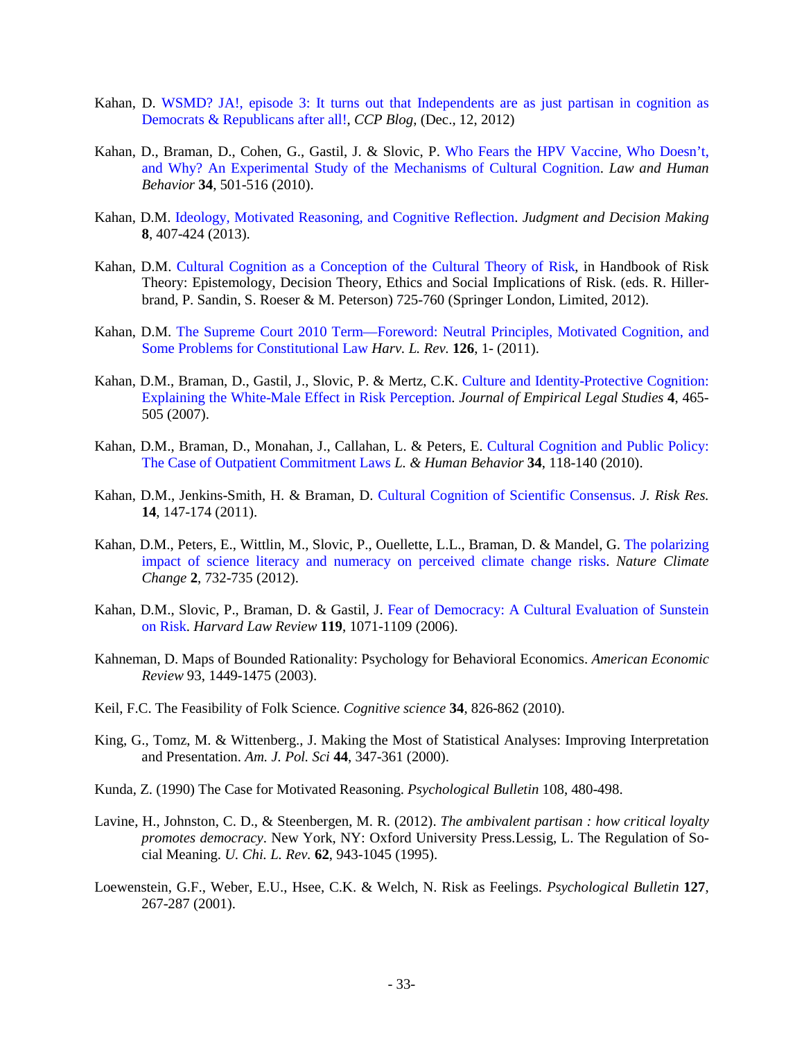Kahan, D. WSMD? JA!, episode 3: It turns out that Independents are as just partisan in cognition as Democrats & Republicans after all!, *CCP Blog,* (Dec., 12, 2012)

Kahan, D., Braman, D., Cohen, G., Gastil, J. & Slovic, P. Who Fears the HPV Vaccine, Who Doesn't, and Why? An Experimental Study of the Mechanisms of Cultural Cognition. *Law and Human Behavior* **34**, 501-516 (2010).

Kahan, D.M. Ideology, Motivated Reasoning, and Cognitive Reflection. *Judgment and Decision Making* **8**, 407-424 (2013).

Kahan, D.M. Cultural Cognition as a Conception of the Cultural Theory of Risk, in Handbook of Risk Theory: Epistemology, Decision Theory, Ethics and Social Implications of Risk. (eds. R. Hillerbrand, P. Sandin, S. Roeser & M. Peterson) 725-760 (Springer London, Limited, 2012).

Kahan, D.M. The Supreme Court 2010 Term—Foreword: Neutral Principles, Motivated Cognition, and Some Problems for Constitutional Law *Harv. L. Rev.* **126**, 1- (2011).

Kahan, D.M., Braman, D., Gastil, J., Slovic, P. & Mertz, C.K. Culture and Identity-Protective Cognition: Explaining the White-Male Effect in Risk Perception. *Journal of Empirical Legal Studies* **4**, 465-505 (2007).

Kahan, D.M., Braman, D., Monahan, J., Callahan, L. & Peters, E. Cultural Cognition and Public Policy: The Case of Outpatient Commitment Laws *L. & Human Behavior* **34**, 118-140 (2010).

Kahan, D.M., Jenkins-Smith, H. & Braman, D. Cultural Cognition of Scientific Consensus. *J. Risk Res.* **14**, 147-174 (2011).

Kahan, D.M., Peters, E., Wittlin, M., Slovic, P., Ouellette, L.L., Braman, D. & Mandel, G. The polarizing impact of science literacy and numeracy on perceived climate change risks. *Nature Climate Change* **2**, 732-735 (2012).

Kahan, D.M., Slovic, P., Braman, D. & Gastil, J. Fear of Democracy: A Cultural Evaluation of Sunstein on Risk. *Harvard Law Review* **119**, 1071-1109 (2006).

Kahneman, D. Maps of Bounded Rationality: Psychology for Behavioral Economics. *American Economic Review* 93, 1449-1475 (2003).

Keil, F.C. The Feasibility of Folk Science. *Cognitive science* **34**, 826-862 (2010).

King, G., Tomz, M. & Wittenberg., J. Making the Most of Statistical Analyses: Improving Interpretation and Presentation. *Am. J. Pol. Sci* **44**, 347-361 (2000).

Kunda, Z. (1990) The Case for Motivated Reasoning. *Psychological Bulletin* 108, 480-498.

Lavine, H., Johnston, C. D., & Steenbergen, M. R. (2012). *The ambivalent partisan : how critical loyalty promotes democracy*. New York, NY: Oxford University Press.Lessig, L. The Regulation of Social Meaning. *U. Chi. L. Rev.* **62**, 943-1045 (1995).

Loewenstein, G.F., Weber, E.U., Hsee, C.K. & Welch, N. Risk as Feelings. *Psychological Bulletin* **127**, 267-287 (2001).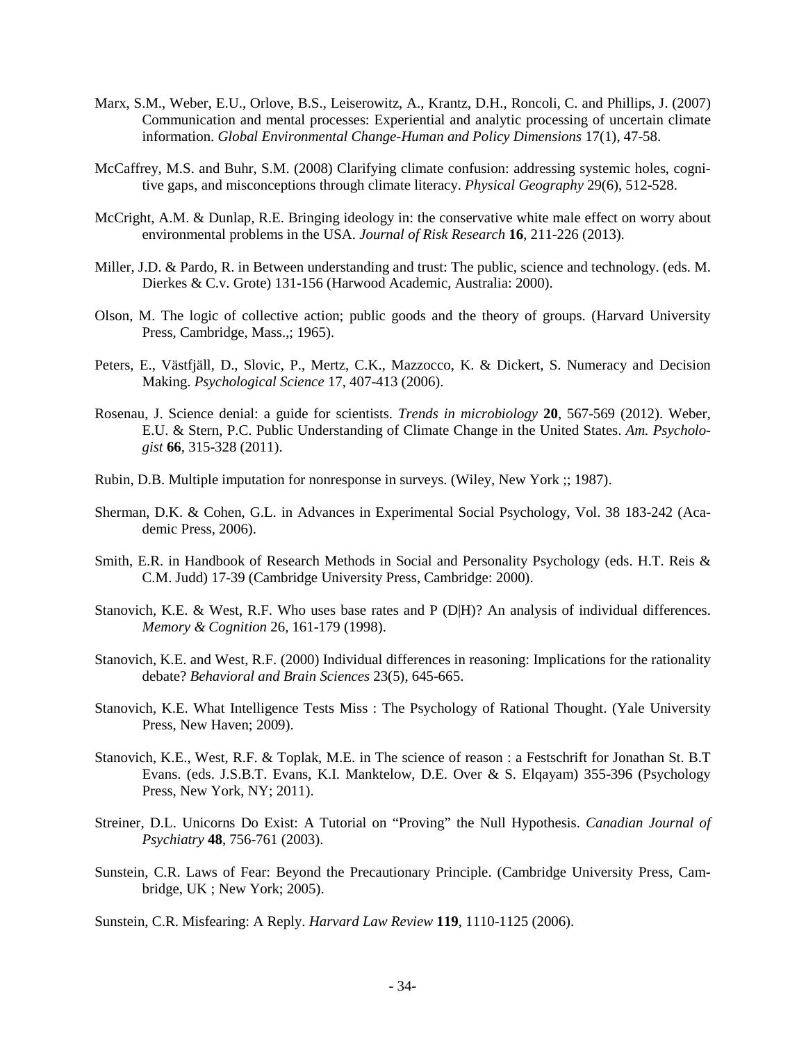Marx, S.M., Weber, E.U., Orlove, B.S., Leiserowitz, A., Krantz, D.H., Roncoli, C. and Phillips, J. (2007) Communication and mental processes: Experiential and analytic processing of uncertain climate information. *Global Environmental Change-Human and Policy Dimensions* 17(1), 47-58.

McCaffrey, M.S. and Buhr, S.M. (2008) Clarifying climate confusion: addressing systemic holes, cognitive gaps, and misconceptions through climate literacy. *Physical Geography* 29(6), 512-528.

McCright, A.M. & Dunlap, R.E. Bringing ideology in: the conservative white male effect on worry about environmental problems in the USA. *Journal of Risk Research* **16**, 211-226 (2013).

Miller, J.D. & Pardo, R. in Between understanding and trust: The public, science and technology. (eds. M. Dierkes & C.v. Grote) 131-156 (Harwood Academic, Australia: 2000).

Olson, M. The logic of collective action; public goods and the theory of groups. (Harvard University Press, Cambridge, Mass.,; 1965).

Peters, E., Västfjäll, D., Slovic, P., Mertz, C.K., Mazzocco, K. & Dickert, S. Numeracy and Decision Making. *Psychological Science* 17, 407-413 (2006).

Rosenau, J. Science denial: a guide for scientists. *Trends in microbiology* **20**, 567-569 (2012). Weber, E.U. & Stern, P.C. Public Understanding of Climate Change in the United States. *Am. Psychologist* **66**, 315-328 (2011).

Rubin, D.B. Multiple imputation for nonresponse in surveys. (Wiley, New York ;; 1987).

Sherman, D.K. & Cohen, G.L. in Advances in Experimental Social Psychology, Vol. 38 183-242 (Academic Press, 2006).

Smith, E.R. in Handbook of Research Methods in Social and Personality Psychology (eds. H.T. Reis & C.M. Judd) 17-39 (Cambridge University Press, Cambridge: 2000).

Stanovich, K.E. & West, R.F. Who uses base rates and P (D|H)? An analysis of individual differences. *Memory & Cognition* 26, 161-179 (1998).

Stanovich, K.E. and West, R.F. (2000) Individual differences in reasoning: Implications for the rationality debate? *Behavioral and Brain Sciences* 23(5), 645-665.

Stanovich, K.E. What Intelligence Tests Miss : The Psychology of Rational Thought. (Yale University Press, New Haven; 2009).

Stanovich, K.E., West, R.F. & Toplak, M.E. in The science of reason : a Festschrift for Jonathan St. B.T Evans. (eds. J.S.B.T. Evans, K.I. Manktelow, D.E. Over & S. Elqayam) 355-396 (Psychology Press, New York, NY; 2011).

Streiner, D.L. Unicorns Do Exist: A Tutorial on "Proving" the Null Hypothesis. *Canadian Journal of Psychiatry* **48**, 756-761 (2003).

Sunstein, C.R. Laws of Fear: Beyond the Precautionary Principle. (Cambridge University Press, Cambridge, UK ; New York; 2005).

Sunstein, C.R. Misfearing: A Reply. *Harvard Law Review* **119**, 1110-1125 (2006).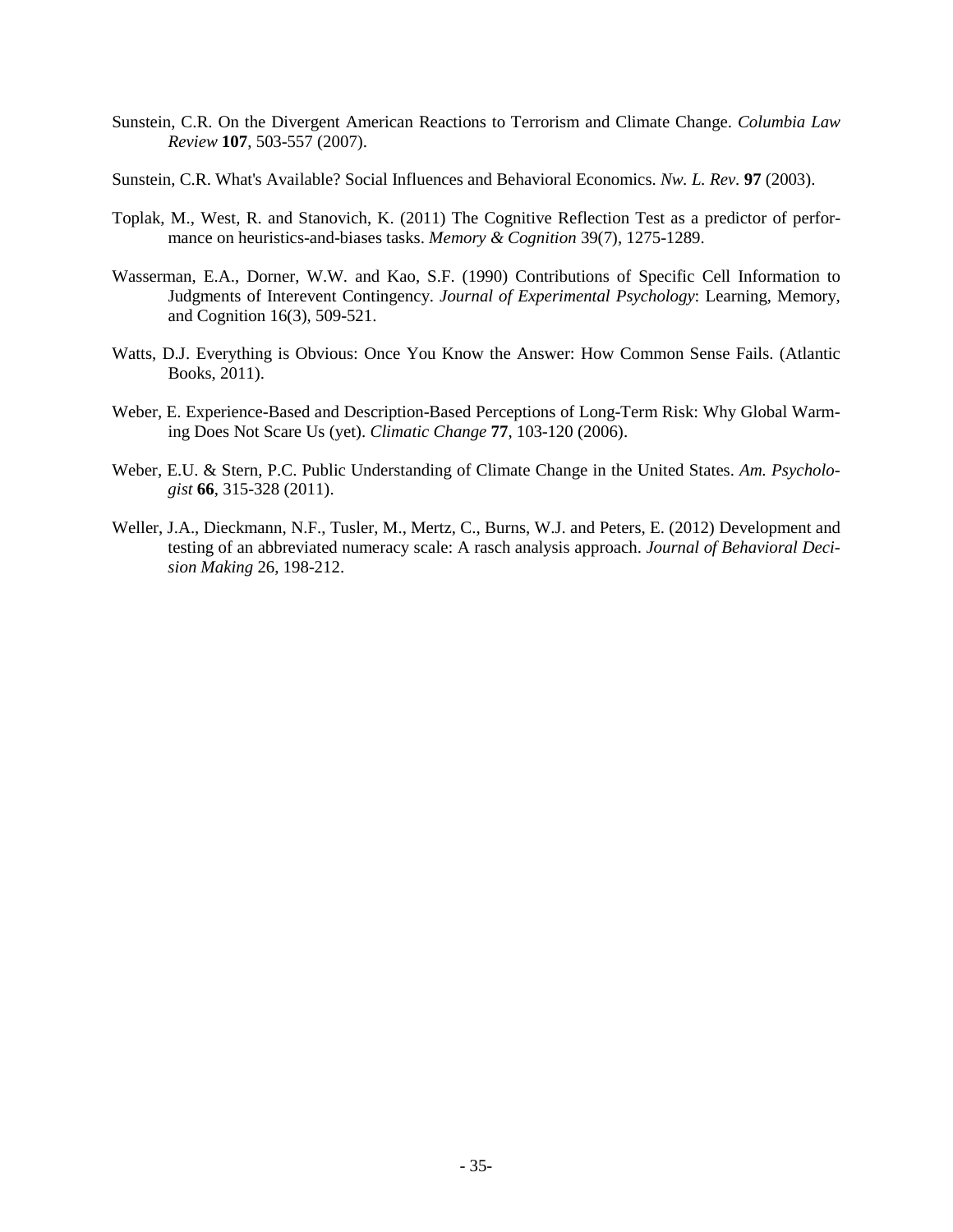Sunstein, C.R. On the Divergent American Reactions to Terrorism and Climate Change. *Columbia Law Review* **107**, 503-557 (2007).

Sunstein, C.R. What's Available? Social Influences and Behavioral Economics. *Nw. L. Rev*. **97** (2003).

Toplak, M., West, R. and Stanovich, K. (2011) The Cognitive Reflection Test as a predictor of performance on heuristics-and-biases tasks. *Memory & Cognition* 39(7), 1275-1289.

Wasserman, E.A., Dorner, W.W. and Kao, S.F. (1990) Contributions of Specific Cell Information to Judgments of Interevent Contingency. *Journal of Experimental Psychology*: Learning, Memory, and Cognition 16(3), 509-521.

Watts, D.J. Everything is Obvious: Once You Know the Answer: How Common Sense Fails. (Atlantic Books, 2011).

Weber, E. Experience-Based and Description-Based Perceptions of Long-Term Risk: Why Global Warming Does Not Scare Us (yet). *Climatic Change* **77**, 103-120 (2006).

Weber, E.U. & Stern, P.C. Public Understanding of Climate Change in the United States. *Am. Psychologist* **66**, 315-328 (2011).

Weller, J.A., Dieckmann, N.F., Tusler, M., Mertz, C., Burns, W.J. and Peters, E. (2012) Development and testing of an abbreviated numeracy scale: A rasch analysis approach. *Journal of Behavioral Decision Making* 26, 198-212.